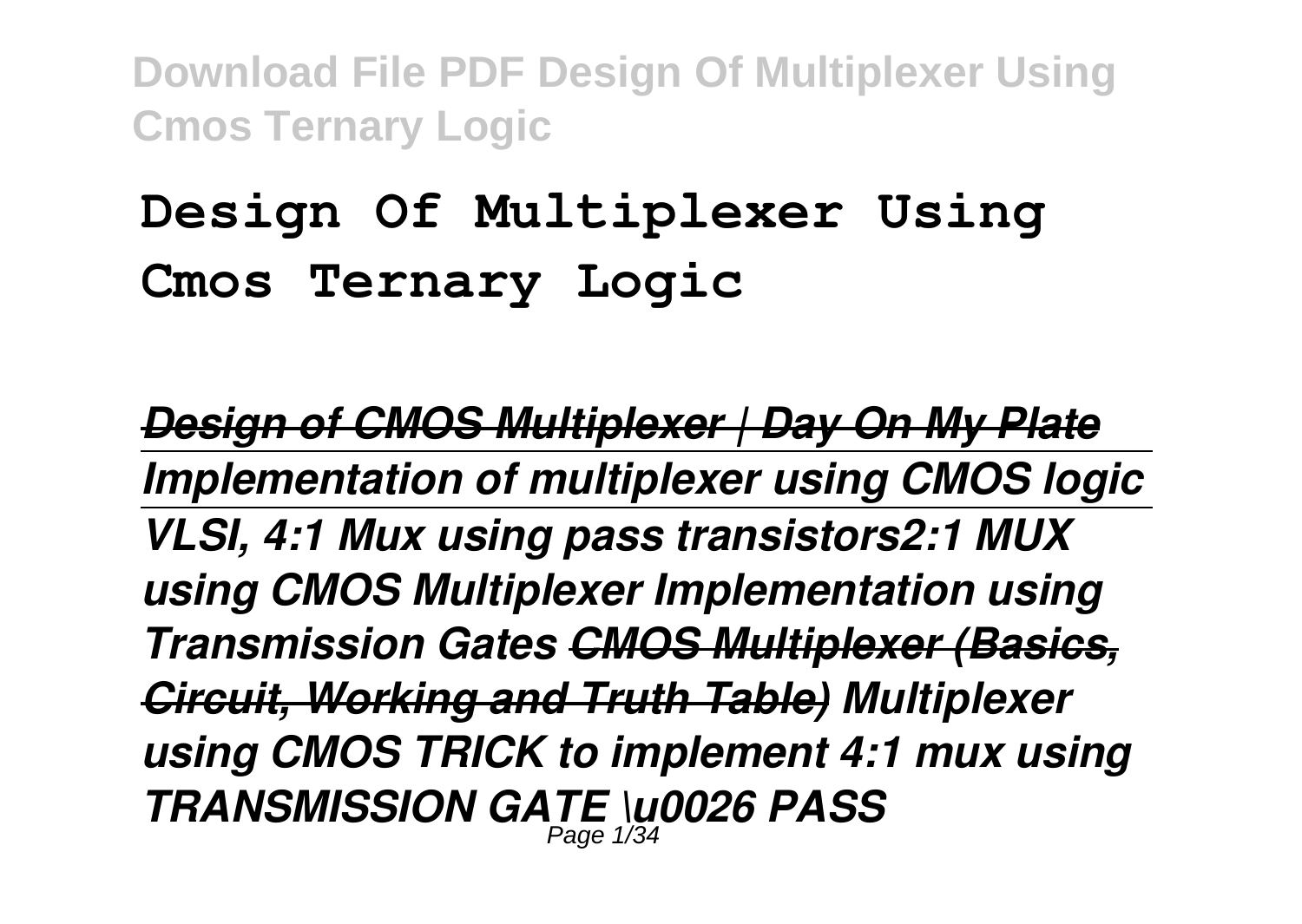# Design Of Multiplexer Using Cmos Ternary Logic

*~~Design of CMOS Multiplexer | Day On My Plate~~* *Implementation of multiplexer using CMOS logic* *VLSI, 4:1 Mux using pass transistors2:1 MUX using CMOS Multiplexer Implementation using Transmission Gates* *~~CMOS Multiplexer (Basics, Circuit, Working and Truth Table)~~* *Multiplexer using CMOS TRICK to implement 4:1 mux using TRANSMISSION GATE \u0026 PASS*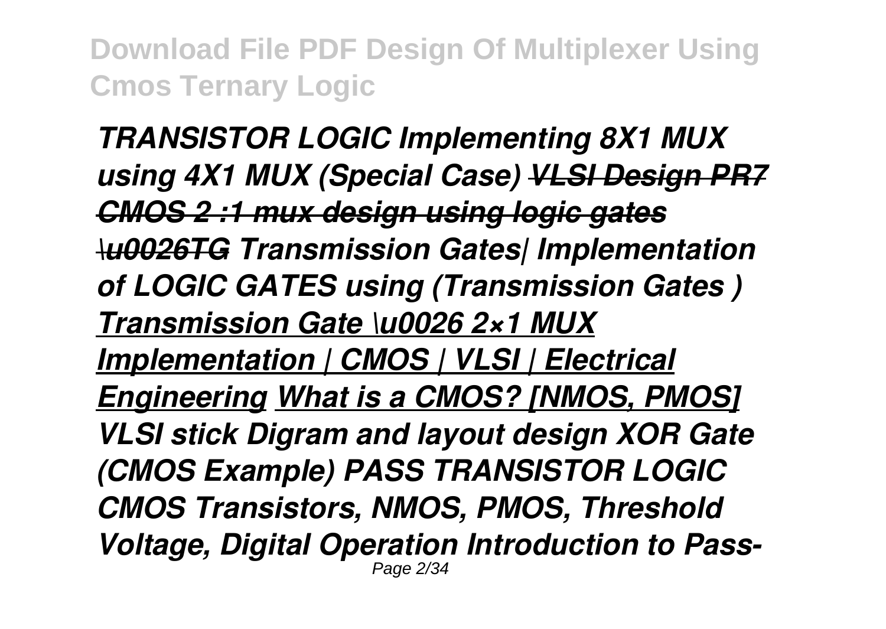*TRANSISTOR LOGIC Implementing 8X1 MUX using 4X1 MUX (Special Case) ~~VLSI Design PR7 CMOS 2 :1 mux design using logic gates \u0026TG~~ Transmission Gates| Implementation of LOGIC GATES using (Transmission Gates ) Transmission Gate \u0026 2×1 MUX Implementation | CMOS | VLSI | Electrical Engineering What is a CMOS? [NMOS, PMOS] VLSI stick Digram and layout design XOR Gate (CMOS Example) PASS TRANSISTOR LOGIC CMOS Transistors, NMOS, PMOS, Threshold Voltage, Digital Operation Introduction to Pass-*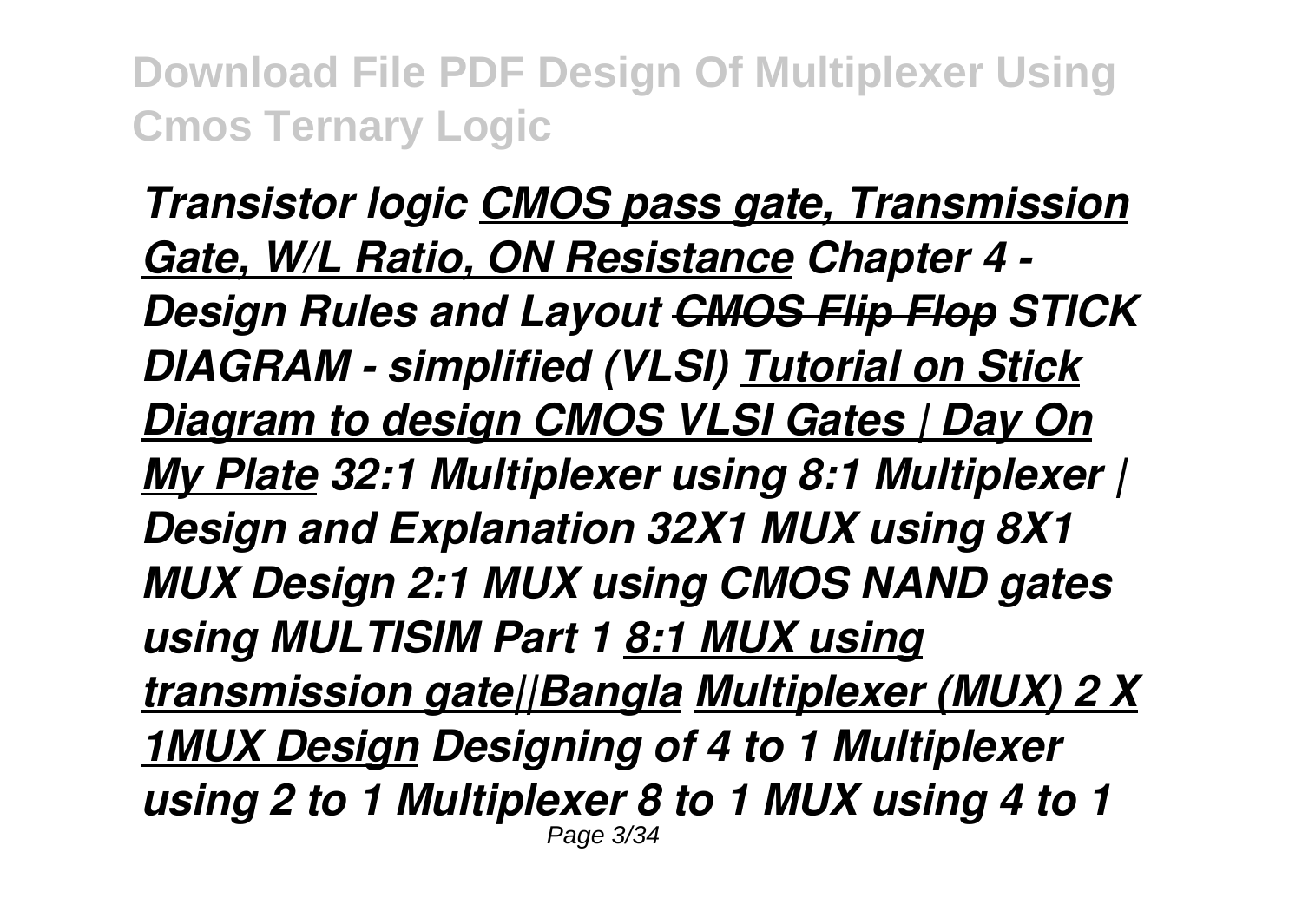*Transistor logic* ***CMOS pass gate, Transmission Gate, W/L Ratio, ON Resistance*** ***Chapter 4 - Design Rules and Layout*** ~~***CMOS Flip Flop***~~ ***STICK DIAGRAM - simplified (VLSI)*** ***Tutorial on Stick Diagram to design CMOS VLSI Gates | Day On My Plate*** ***32:1 Multiplexer using 8:1 Multiplexer | Design and Explanation 32X1 MUX using 8X1 MUX*** ***Design 2:1 MUX using CMOS NAND gates using MULTISIM Part 1*** ***8:1 MUX using transmission gate||Bangla*** ***Multiplexer (MUX) 2 X 1MUX Design*** ***Designing of 4 to 1 Multiplexer using 2 to 1 Multiplexer*** ***8 to 1 MUX using 4 to 1***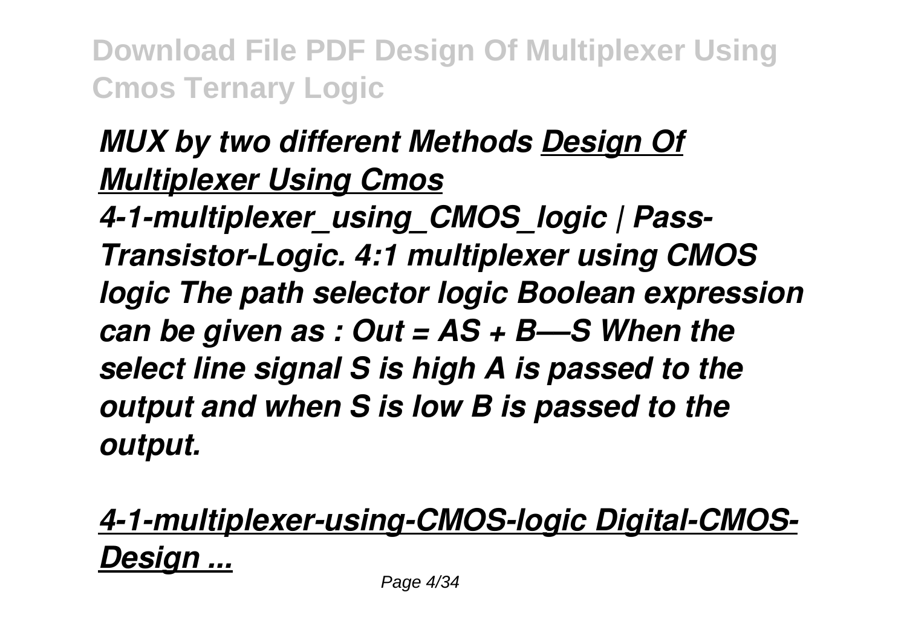*MUX by two different Methods* ***Design Of Multiplexer Using Cmos***

*4-1-multiplexer_using_CMOS_logic | Pass-Transistor-Logic. 4:1 multiplexer using CMOS logic The path selector logic Boolean expression can be given as : Out = AS + B—S When the select line signal S is high A is passed to the output and when S is low B is passed to the output.*

***4-1-multiplexer-using-CMOS-logic Digital-CMOS-Design ...***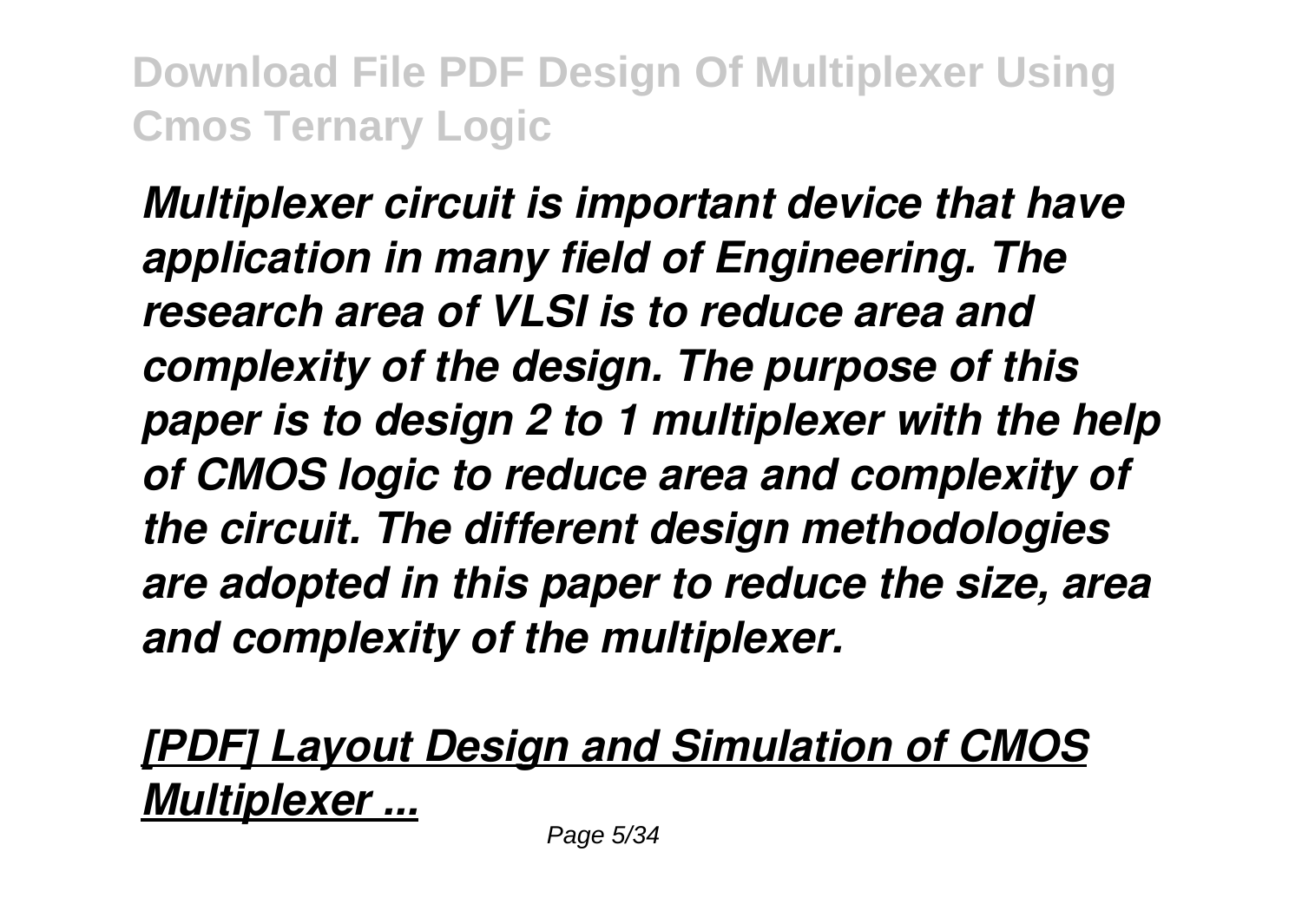*Multiplexer circuit is important device that have application in many field of Engineering. The research area of VLSI is to reduce area and complexity of the design. The purpose of this paper is to design 2 to 1 multiplexer with the help of CMOS logic to reduce area and complexity of the circuit. The different design methodologies are adopted in this paper to reduce the size, area and complexity of the multiplexer.*

***[PDF] Layout Design and Simulation of CMOS Multiplexer ...***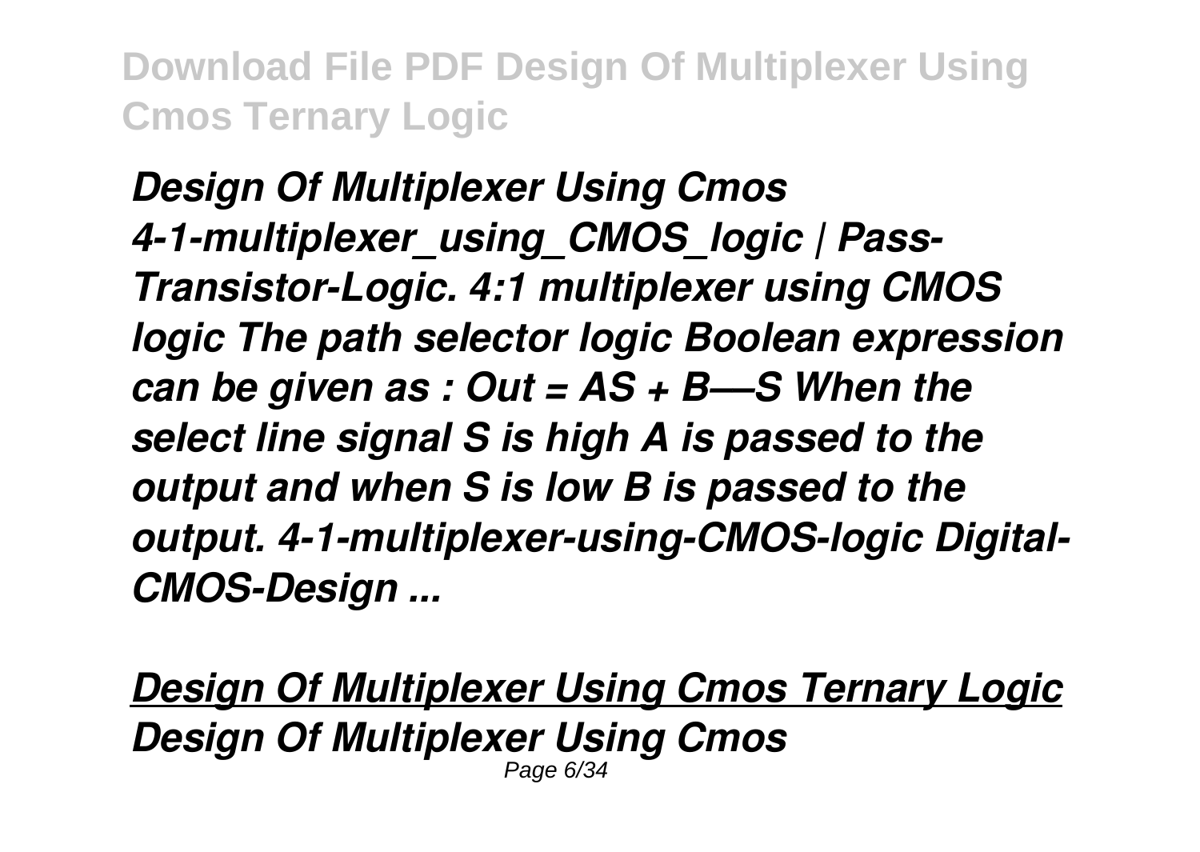***Design Of Multiplexer Using Cmos 4-1-multiplexer_using_CMOS_logic | Pass-Transistor-Logic. 4:1 multiplexer using CMOS logic The path selector logic Boolean expression can be given as : Out = AS + B—S When the select line signal S is high A is passed to the output and when S is low B is passed to the output. 4-1-multiplexer-using-CMOS-logic Digital-CMOS-Design ...***

***Design Of Multiplexer Using Cmos Ternary Logic***

***Design Of Multiplexer Using Cmos***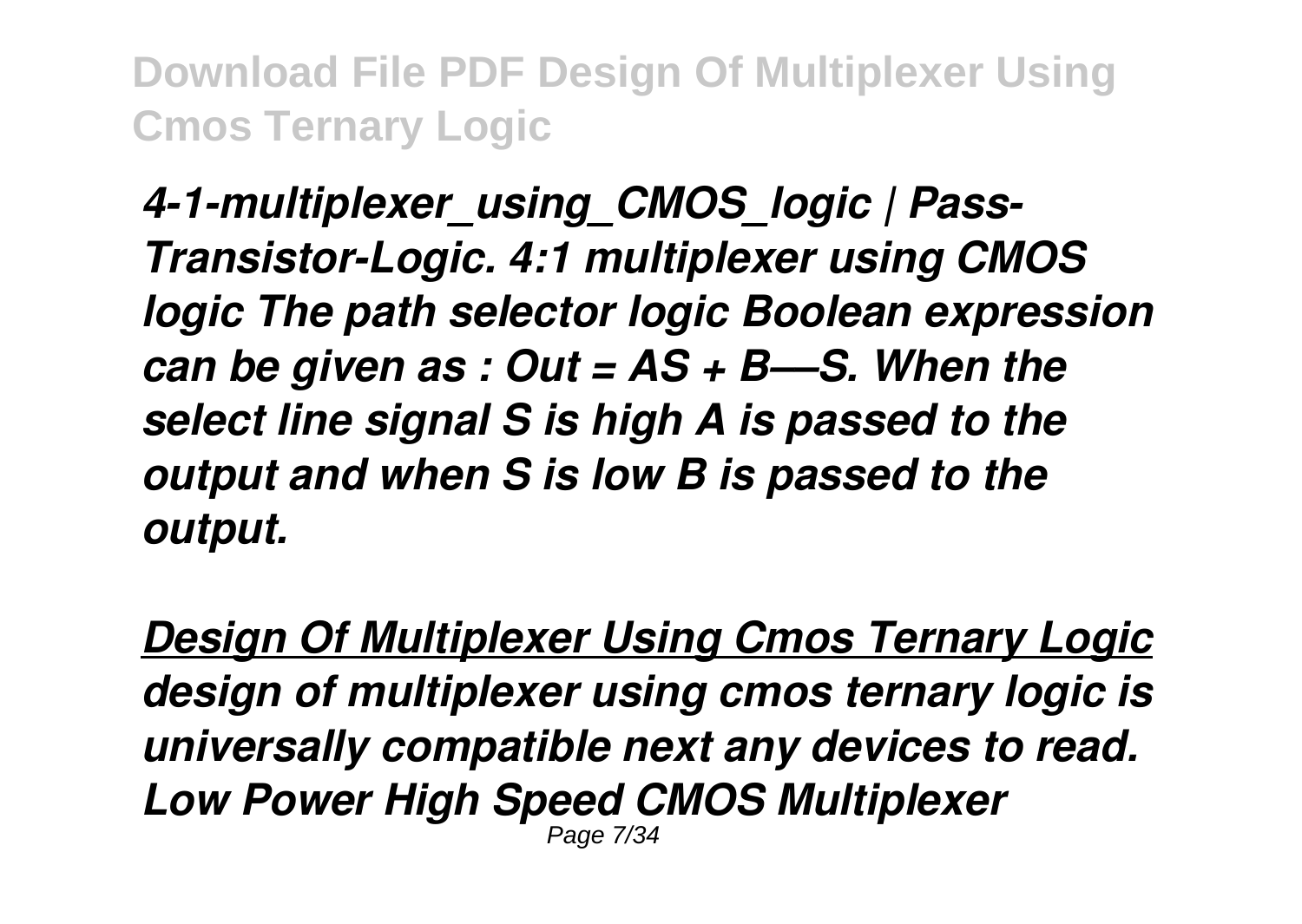*4-1-multiplexer_using_CMOS_logic | Pass-Transistor-Logic. 4:1 multiplexer using CMOS logic The path selector logic Boolean expression can be given as : Out = AS + B—S. When the select line signal S is high A is passed to the output and when S is low B is passed to the output.*

***Design Of Multiplexer Using Cmos Ternary Logic***

***design of multiplexer using cmos ternary logic is universally compatible next any devices to read. Low Power High Speed CMOS Multiplexer***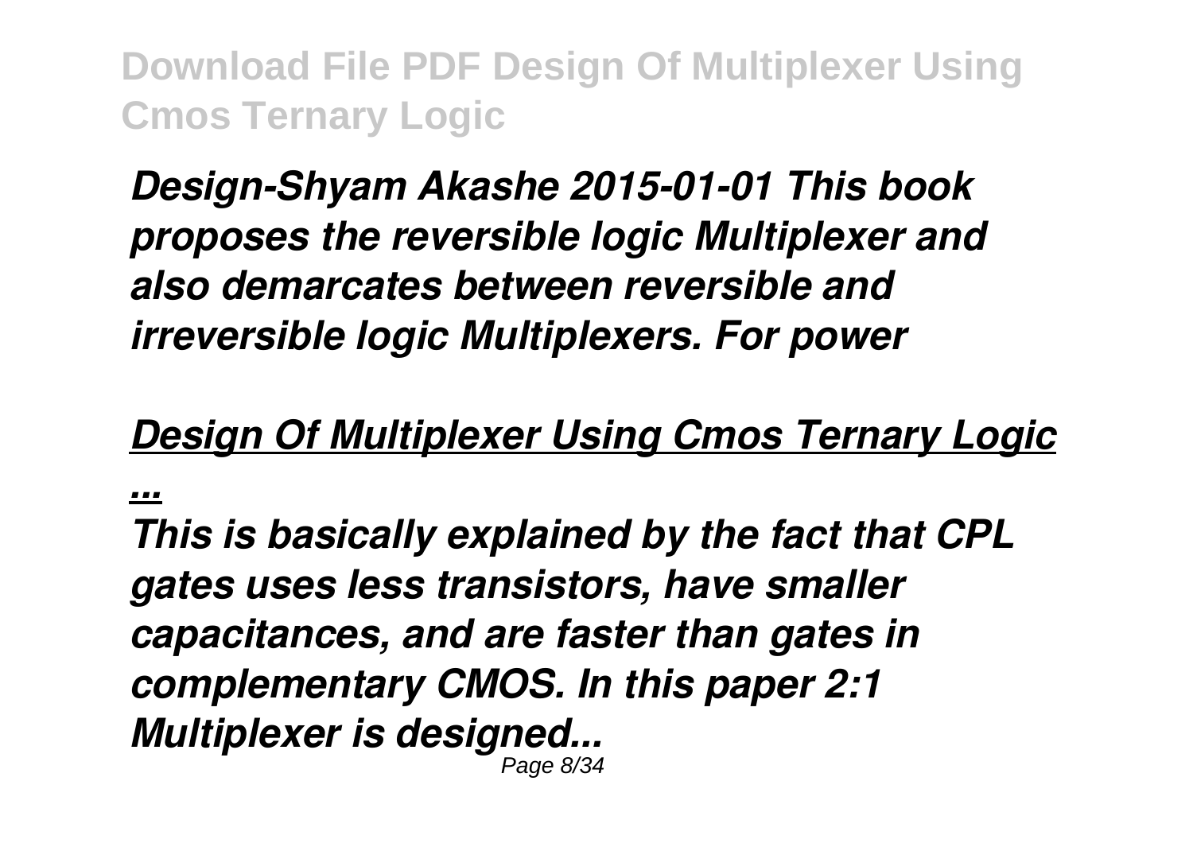*Design-Shyam Akashe 2015-01-01 This book proposes the reversible logic Multiplexer and also demarcates between reversible and irreversible logic Multiplexers. For power*

## *Design Of Multiplexer Using Cmos Ternary Logic ...*

*This is basically explained by the fact that CPL gates uses less transistors, have smaller capacitances, and are faster than gates in complementary CMOS. In this paper 2:1 Multiplexer is designed...*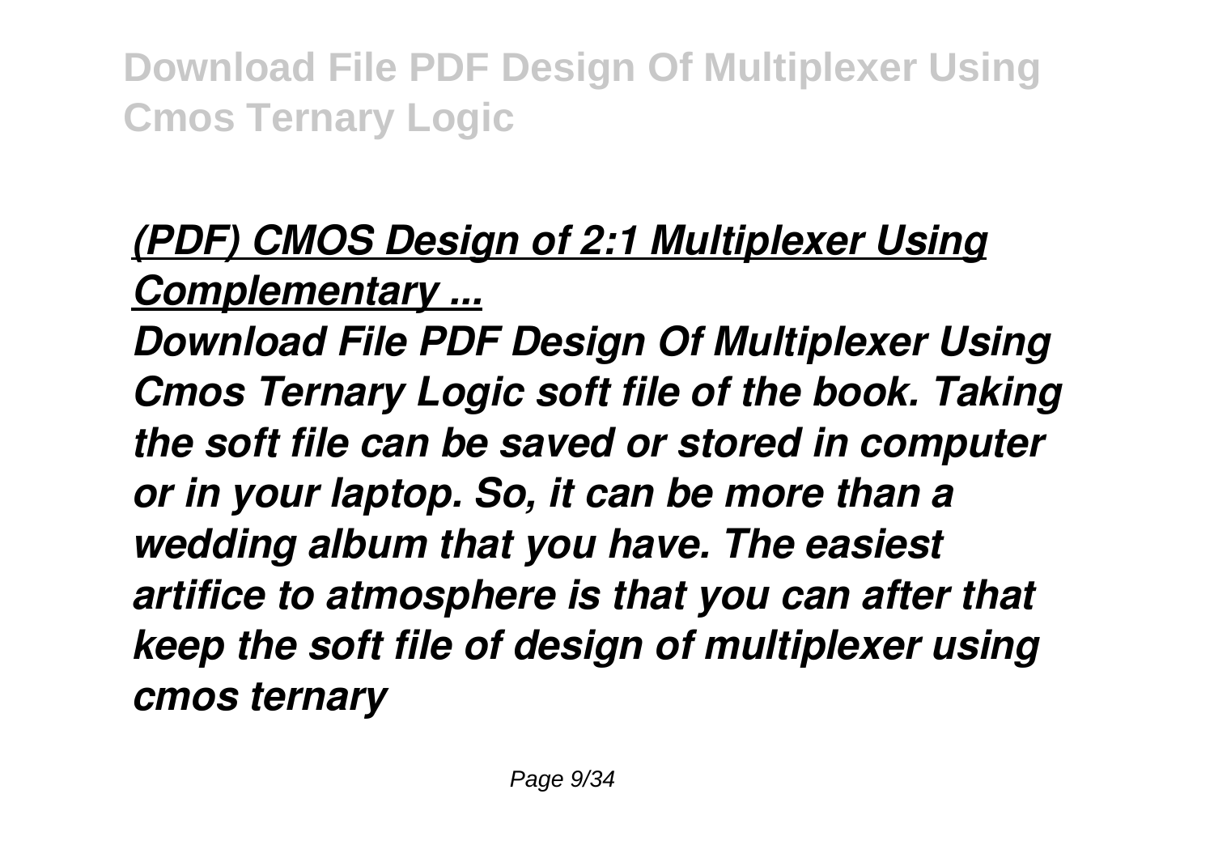## *(PDF) CMOS Design of 2:1 Multiplexer Using Complementary ...*

***Download File PDF Design Of Multiplexer Using Cmos Ternary Logic soft file of the book. Taking the soft file can be saved or stored in computer or in your laptop. So, it can be more than a wedding album that you have. The easiest artifice to atmosphere is that you can after that keep the soft file of design of multiplexer using cmos ternary***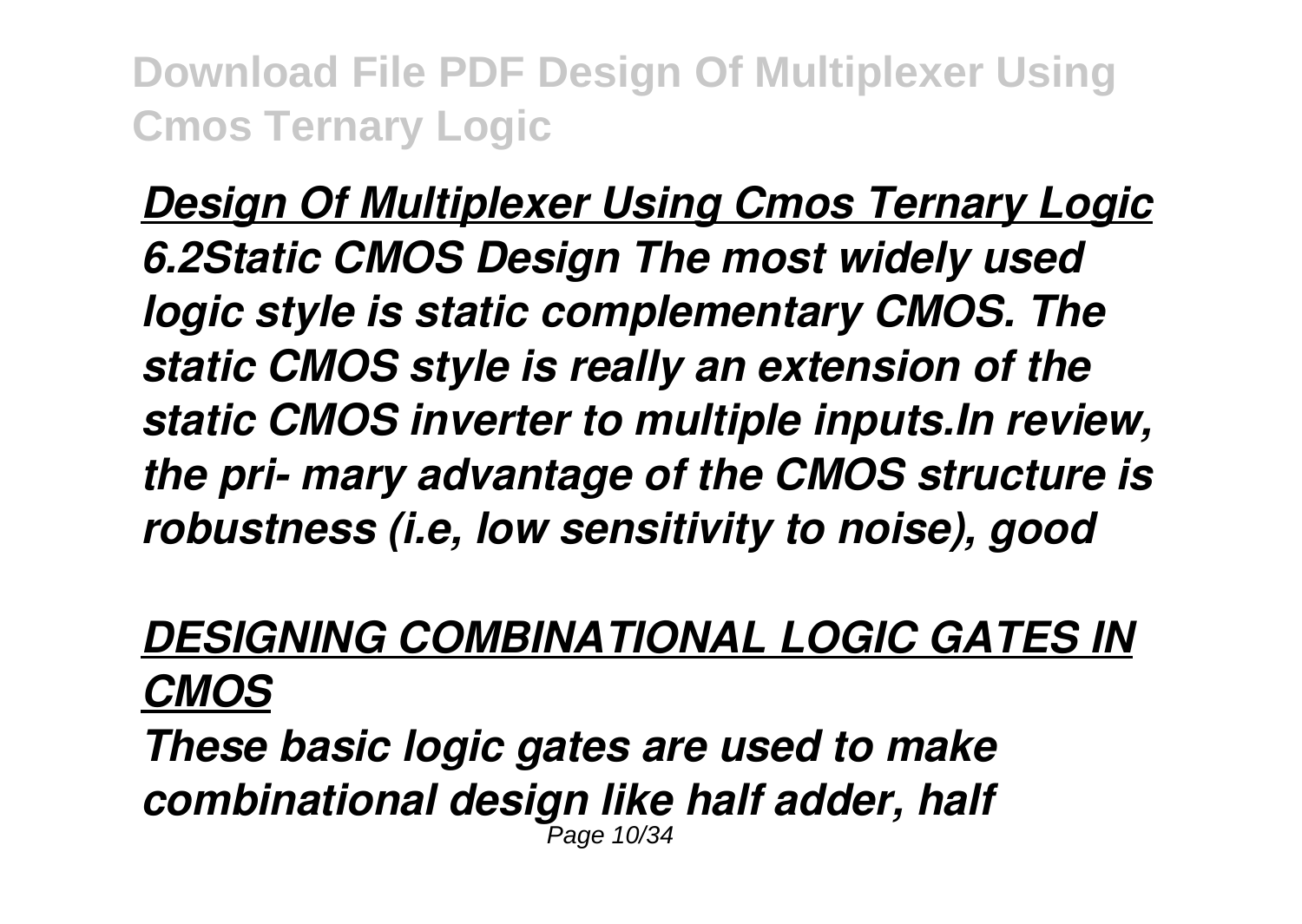## *Design Of Multiplexer Using Cmos Ternary Logic*

***6.2Static CMOS Design The most widely used logic style is static complementary CMOS. The static CMOS style is really an extension of the static CMOS inverter to multiple inputs.In review, the pri- mary advantage of the CMOS structure is robustness (i.e, low sensitivity to noise), good***

## *DESIGNING COMBINATIONAL LOGIC GATES IN CMOS*

***These basic logic gates are used to make combinational design like half adder, half***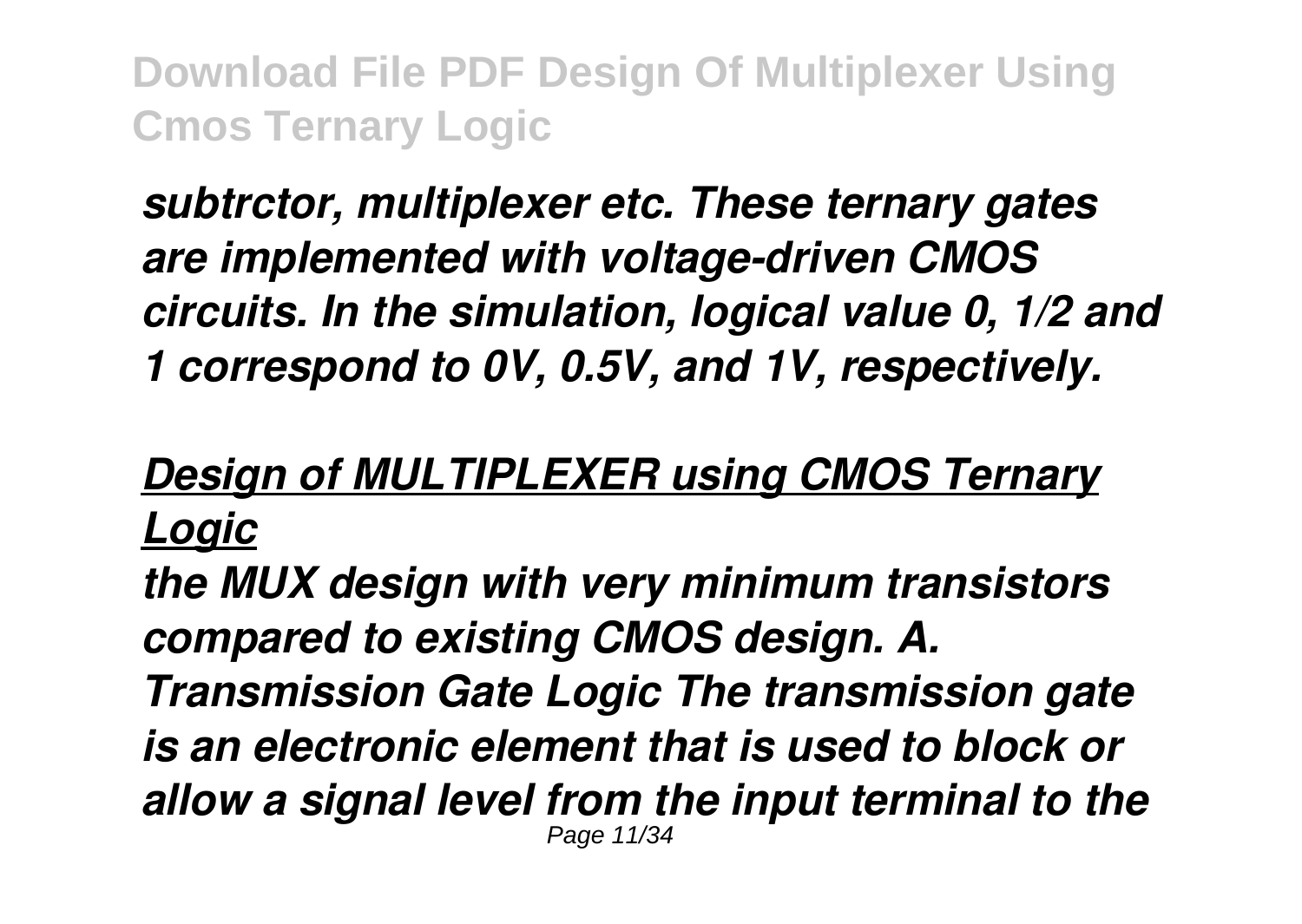*subtrctor, multiplexer etc. These ternary gates are implemented with voltage-driven CMOS circuits. In the simulation, logical value 0, 1/2 and 1 correspond to 0V, 0.5V, and 1V, respectively.*

## *Design of MULTIPLEXER using CMOS Ternary Logic*

*the MUX design with very minimum transistors compared to existing CMOS design. A. Transmission Gate Logic The transmission gate is an electronic element that is used to block or allow a signal level from the input terminal to the*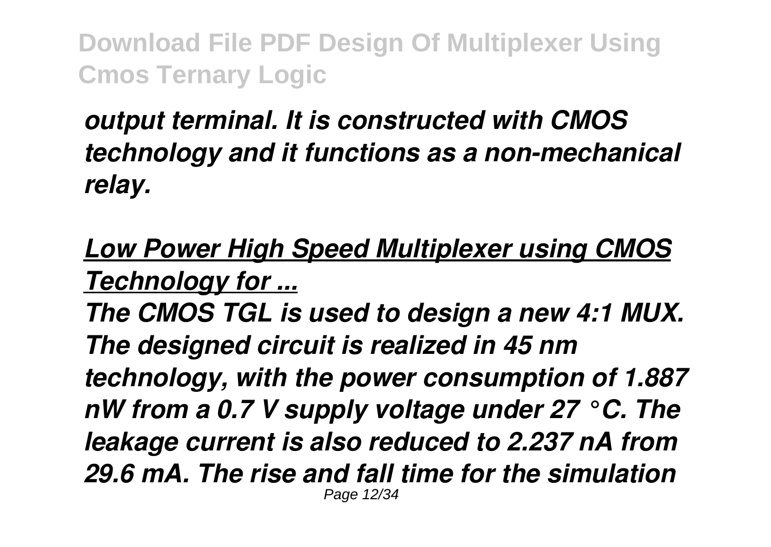*output terminal. It is constructed with CMOS technology and it functions as a non-mechanical relay.*

## *Low Power High Speed Multiplexer using CMOS Technology for ...*

*The CMOS TGL is used to design a new 4:1 MUX. The designed circuit is realized in 45 nm technology, with the power consumption of 1.887 nW from a 0.7 V supply voltage under 27 °C. The leakage current is also reduced to 2.237 nA from 29.6 mA. The rise and fall time for the simulation*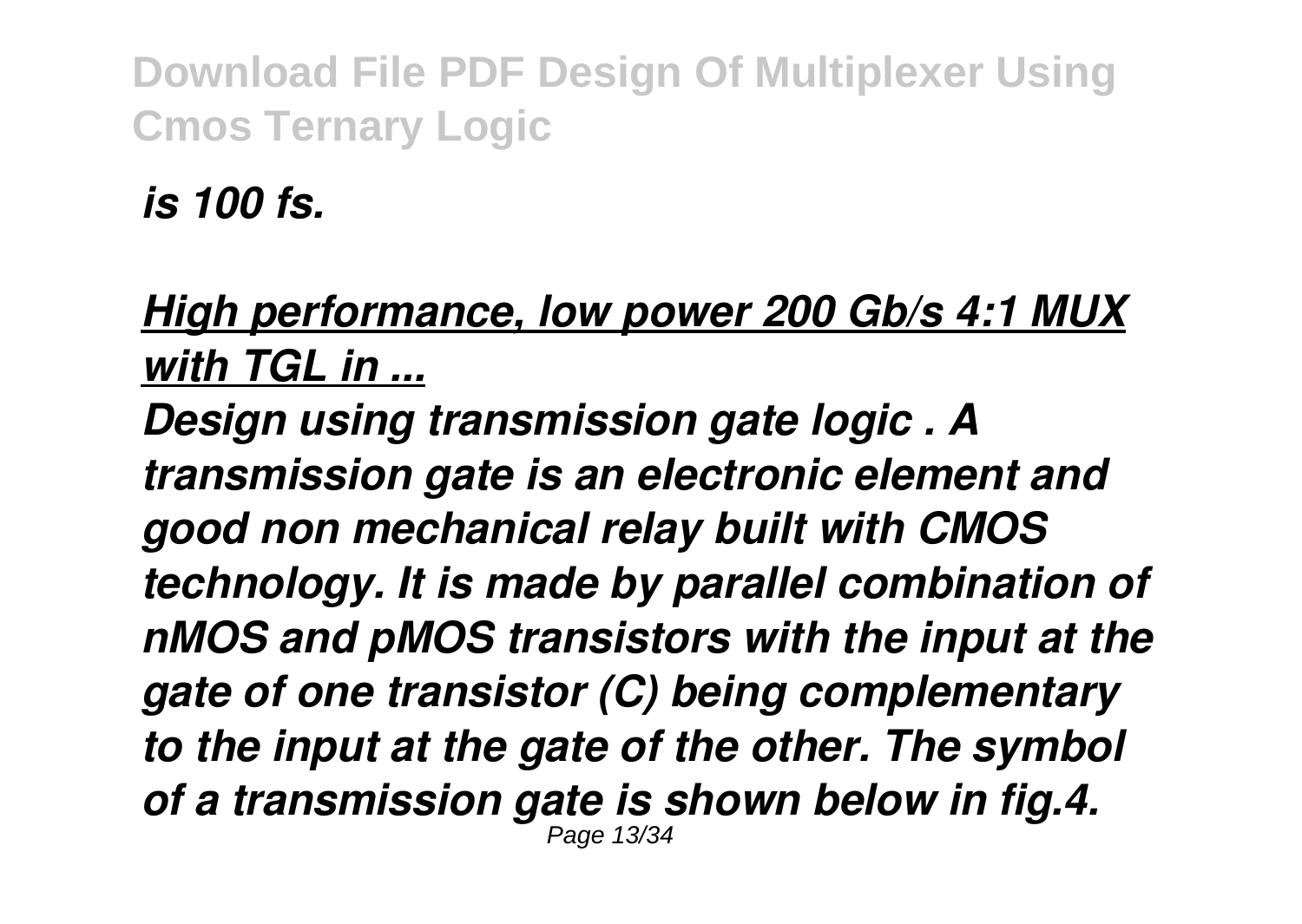*is 100 fs.*

***High performance, low power 200 Gb/s 4:1 MUX with TGL in ...***

*Design using transmission gate logic . A transmission gate is an electronic element and good non mechanical relay built with CMOS technology. It is made by parallel combination of nMOS and pMOS transistors with the input at the gate of one transistor (C) being complementary to the input at the gate of the other. The symbol of a transmission gate is shown below in fig.4.*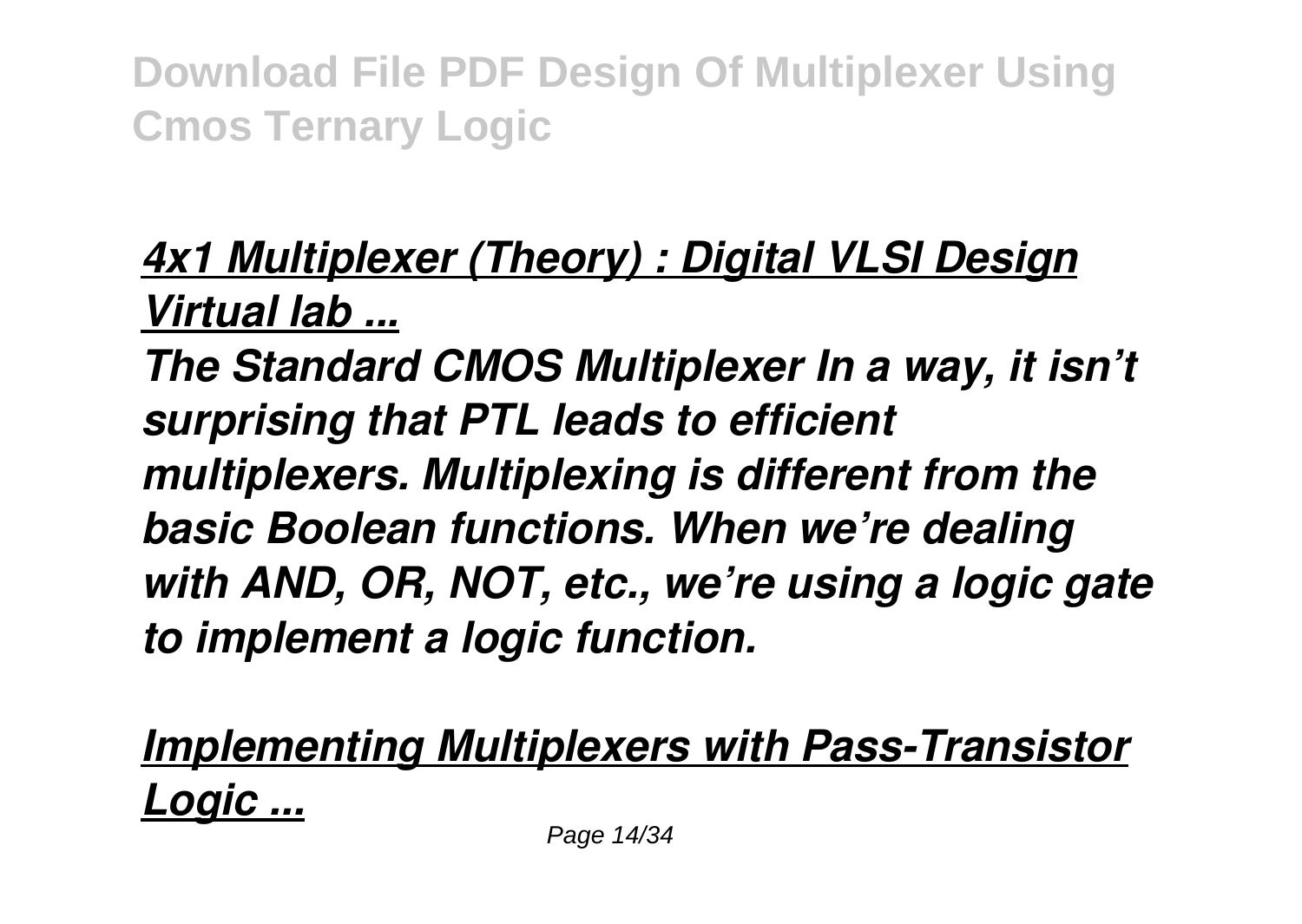## *4x1 Multiplexer (Theory) : Digital VLSI Design Virtual lab ...*

***The Standard CMOS Multiplexer In a way, it isn't surprising that PTL leads to efficient multiplexers. Multiplexing is different from the basic Boolean functions. When we're dealing with AND, OR, NOT, etc., we're using a logic gate to implement a logic function.***

## *Implementing Multiplexers with Pass-Transistor Logic ...*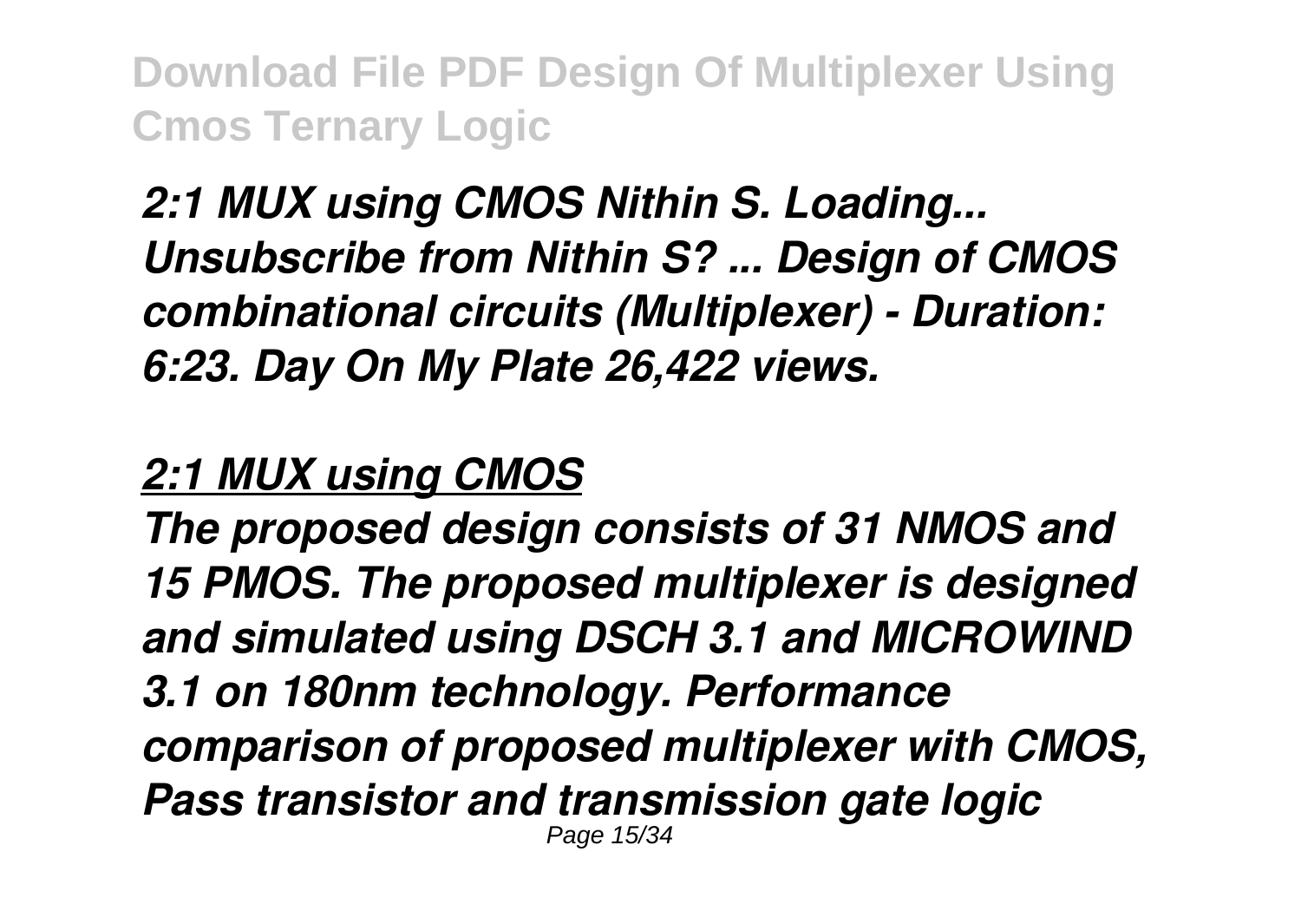*2:1 MUX using CMOS Nithin S. Loading... Unsubscribe from Nithin S? ... Design of CMOS combinational circuits (Multiplexer) - Duration: 6:23. Day On My Plate 26,422 views.*

## *2:1 MUX using CMOS*

*The proposed design consists of 31 NMOS and 15 PMOS. The proposed multiplexer is designed and simulated using DSCH 3.1 and MICROWIND 3.1 on 180nm technology. Performance comparison of proposed multiplexer with CMOS, Pass transistor and transmission gate logic*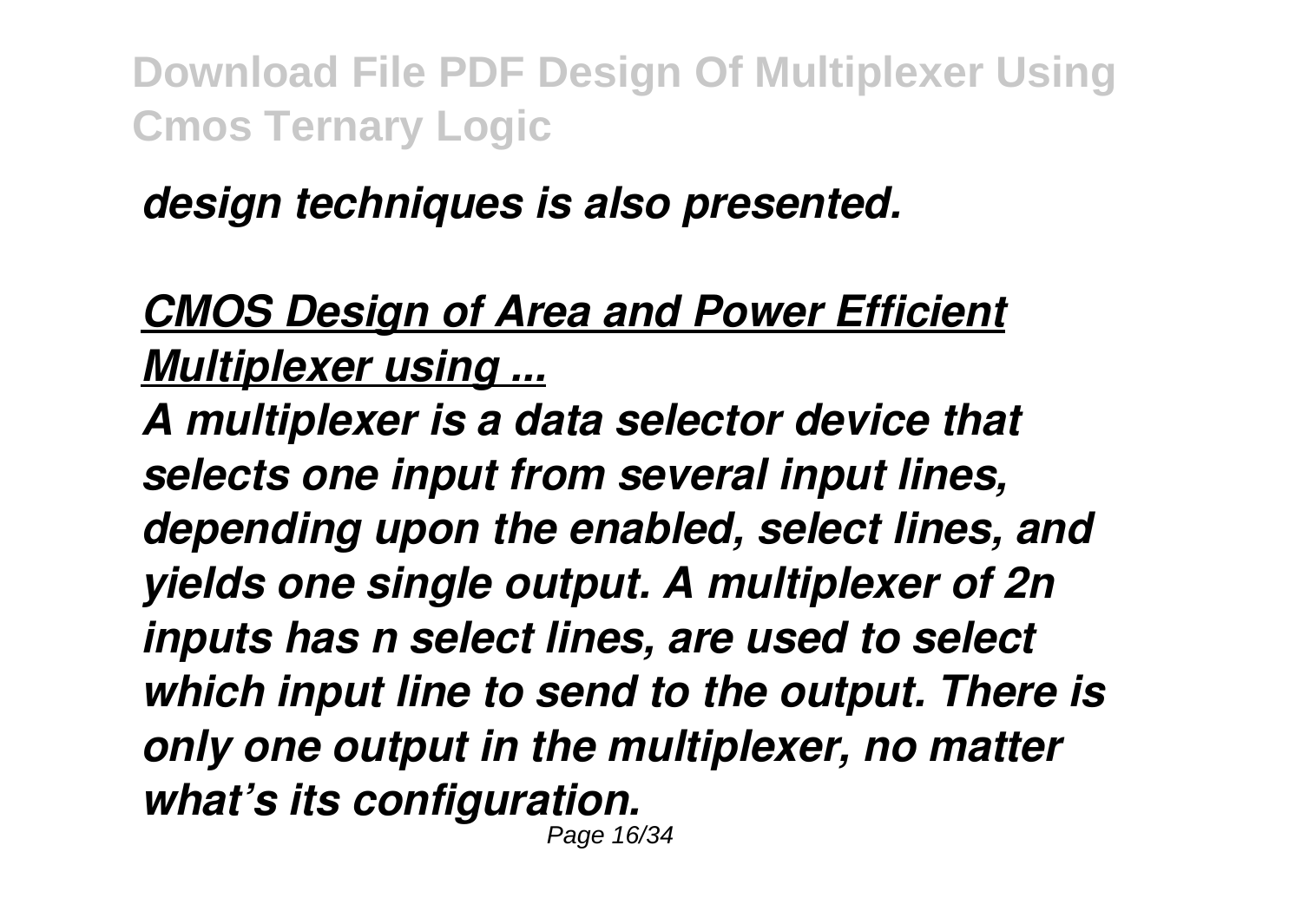*design techniques is also presented.*

## *CMOS Design of Area and Power Efficient Multiplexer using ...*

*A multiplexer is a data selector device that selects one input from several input lines, depending upon the enabled, select lines, and yields one single output. A multiplexer of 2n inputs has n select lines, are used to select which input line to send to the output. There is only one output in the multiplexer, no matter what's its configuration.*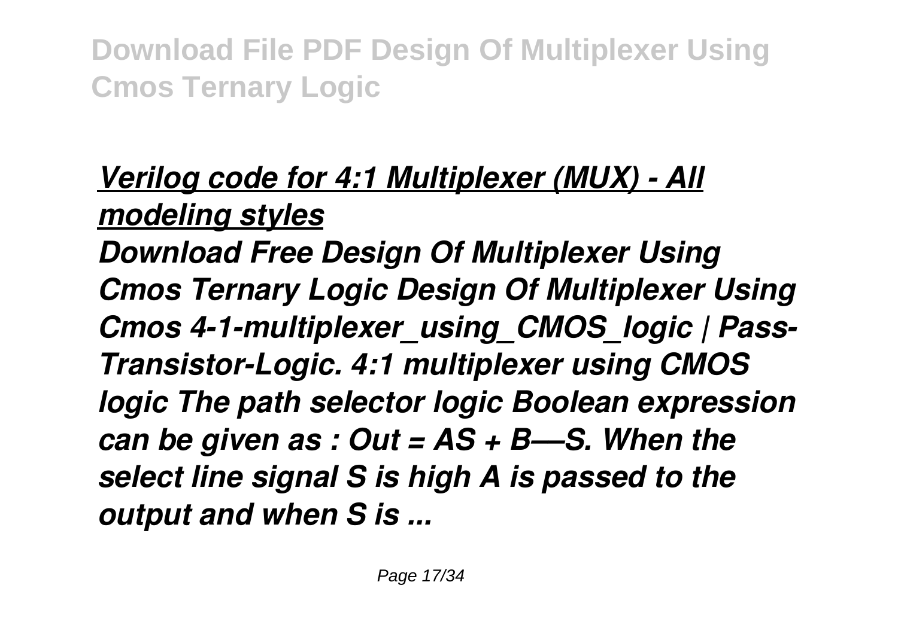## *Verilog code for 4:1 Multiplexer (MUX) - All modeling styles*

***Download Free Design Of Multiplexer Using Cmos Ternary Logic Design Of Multiplexer Using Cmos 4-1-multiplexer_using_CMOS_logic | Pass-Transistor-Logic. 4:1 multiplexer using CMOS logic The path selector logic Boolean expression can be given as : Out = AS + B—S. When the select line signal S is high A is passed to the output and when S is ...***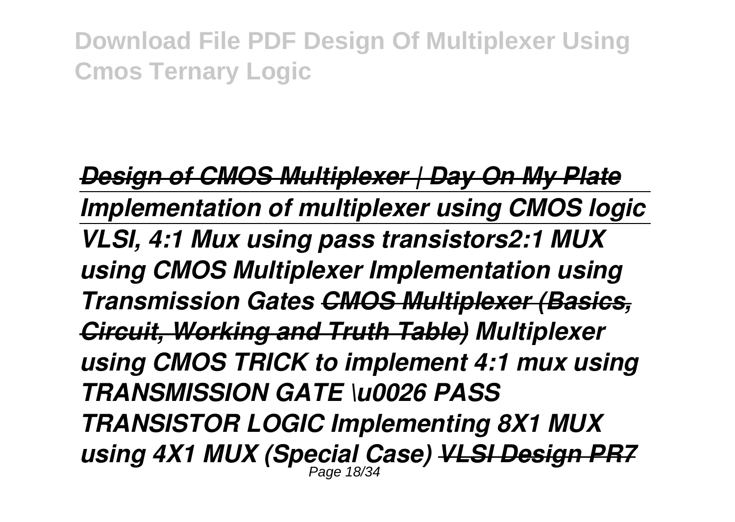Download File PDF Design Of Multiplexer Using Cmos Ternary Logic

***~~Design of CMOS Multiplexer | Day On My Plate~~***

***Implementation of multiplexer using CMOS logic***

***VLSI, 4:1 Mux using pass transistors2:1 MUX using CMOS Multiplexer Implementation using Transmission Gates ~~CMOS Multiplexer (Basics, Circuit, Working and Truth Table)~~ Multiplexer using CMOS TRICK to implement 4:1 mux using TRANSMISSION GATE \u0026 PASS TRANSISTOR LOGIC Implementing 8X1 MUX using 4X1 MUX (Special Case) ~~VLSI Design PR7~~***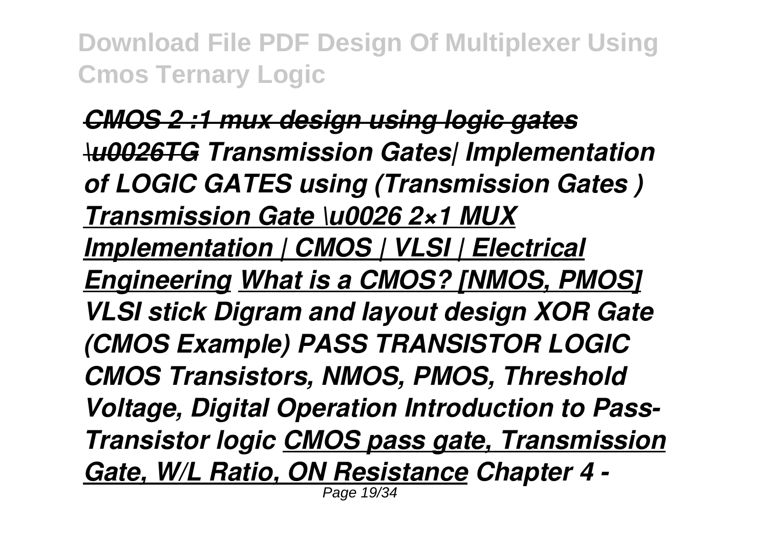*CMOS 2 :1 mux design using logic gates \u0026TG Transmission Gates| Implementation of LOGIC GATES using (Transmission Gates ) Transmission Gate \u0026 2×1 MUX Implementation | CMOS | VLSI | Electrical Engineering What is a CMOS? [NMOS, PMOS] VLSI stick Digram and layout design XOR Gate (CMOS Example) PASS TRANSISTOR LOGIC CMOS Transistors, NMOS, PMOS, Threshold Voltage, Digital Operation Introduction to Pass-Transistor logic CMOS pass gate, Transmission Gate, W/L Ratio, ON Resistance Chapter 4 -*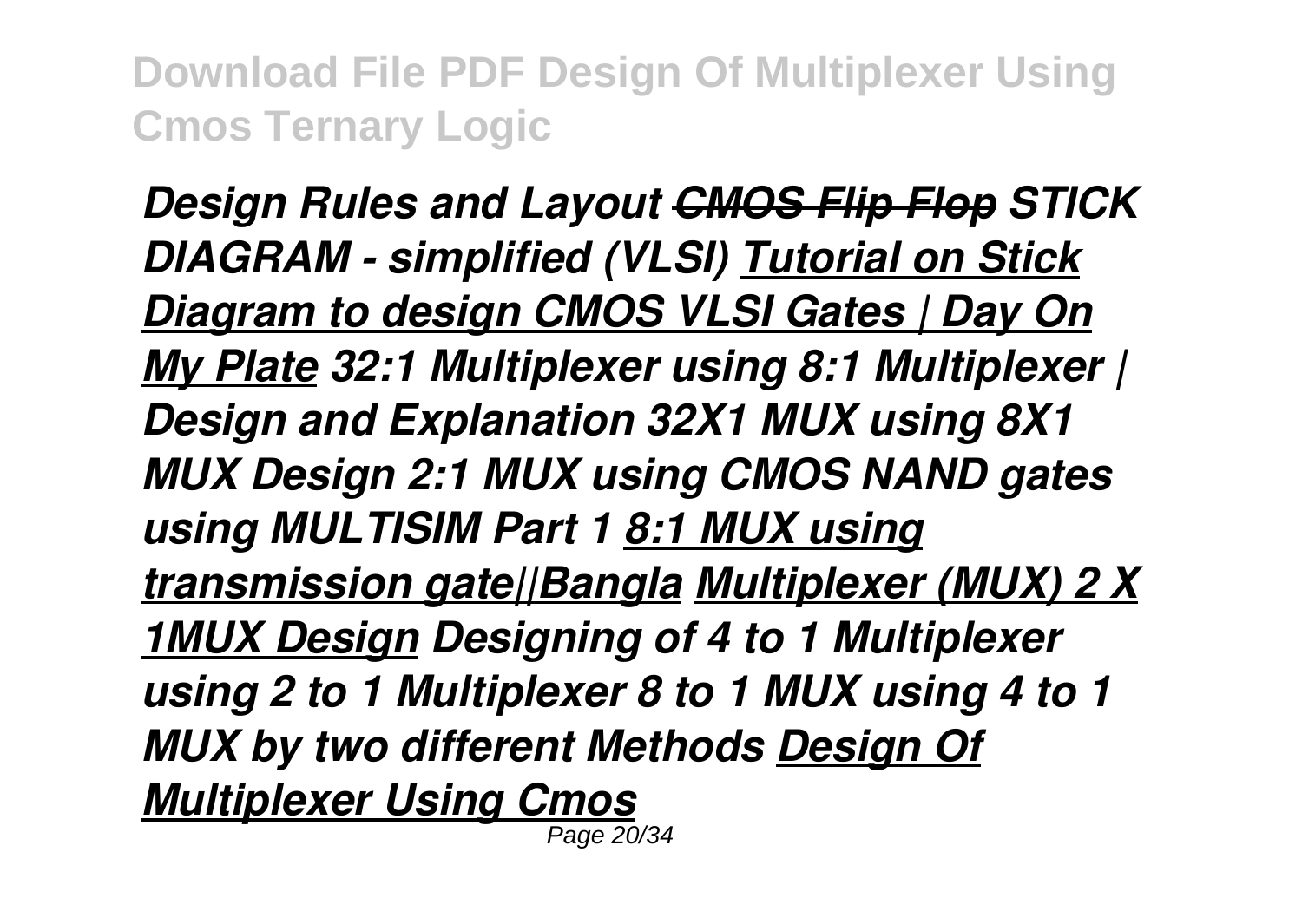***Design Rules and Layout*** ~~***CMOS Flip Flop***~~ ***STICK DIAGRAM - simplified (VLSI)*** ***Tutorial on Stick Diagram to design CMOS VLSI Gates | Day On My Plate*** ***32:1 Multiplexer using 8:1 Multiplexer | Design and Explanation 32X1 MUX using 8X1 MUX Design 2:1 MUX using CMOS NAND gates using MULTISIM Part 1*** ***8:1 MUX using transmission gate||Bangla*** ***Multiplexer (MUX) 2 X 1MUX Design*** ***Designing of 4 to 1 Multiplexer using 2 to 1 Multiplexer 8 to 1 MUX using 4 to 1 MUX by two different Methods*** ***Design Of Multiplexer Using Cmos***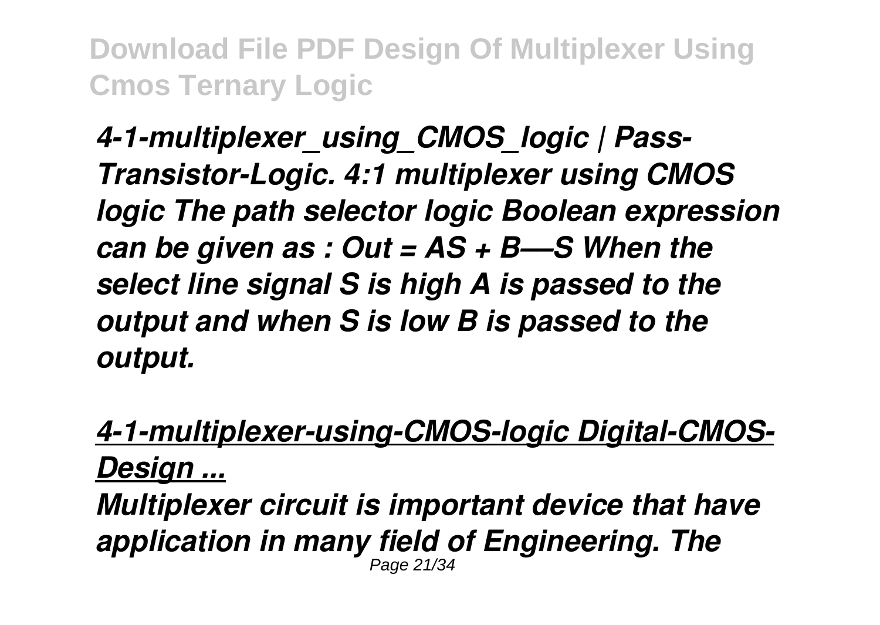*4-1-multiplexer_using_CMOS_logic | Pass-Transistor-Logic. 4:1 multiplexer using CMOS logic The path selector logic Boolean expression can be given as : Out = AS + B—S When the select line signal S is high A is passed to the output and when S is low B is passed to the output.*

## *4-1-multiplexer-using-CMOS-logic Digital-CMOS-Design ...*

*Multiplexer circuit is important device that have application in many field of Engineering. The*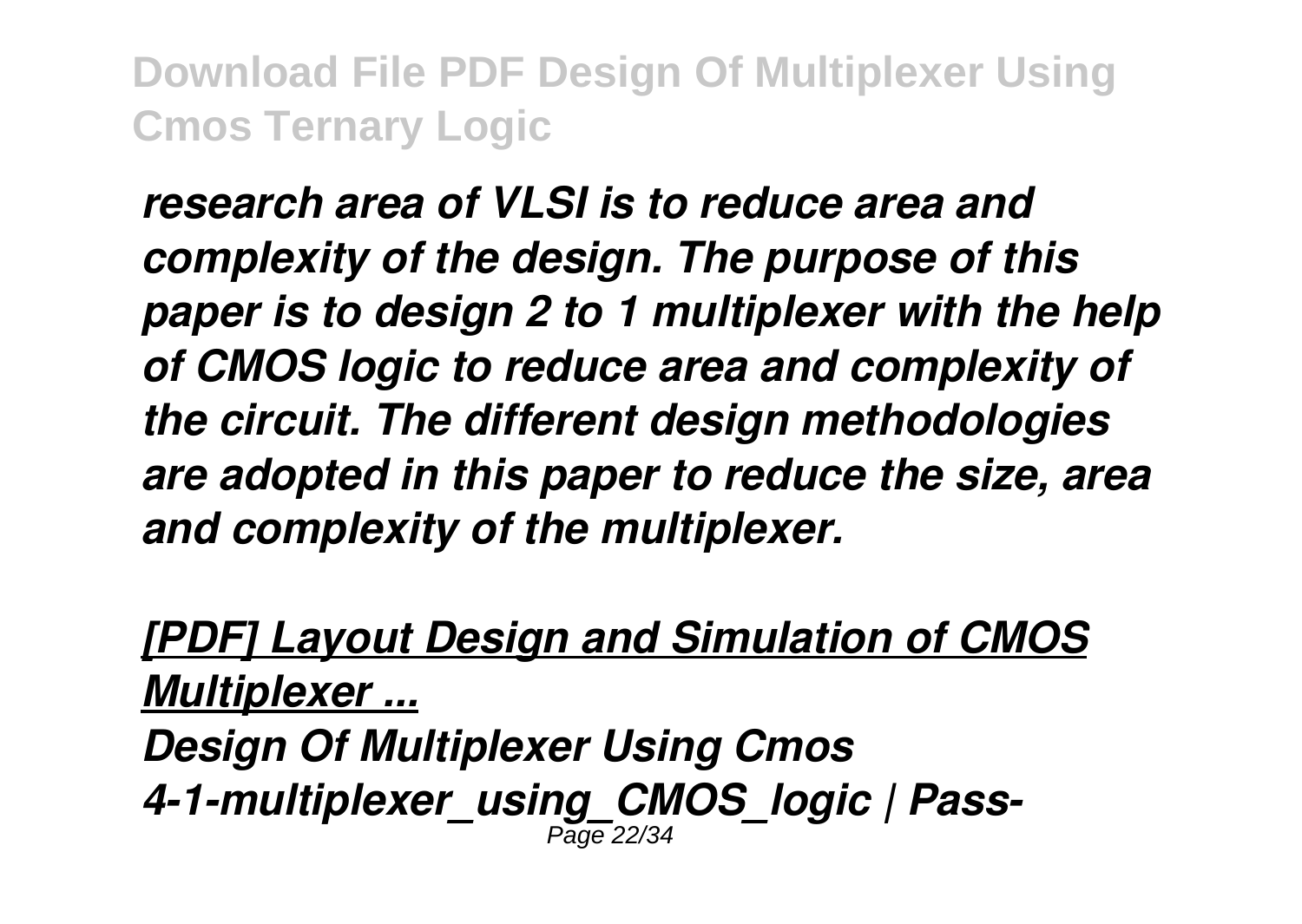*research area of VLSI is to reduce area and complexity of the design. The purpose of this paper is to design 2 to 1 multiplexer with the help of CMOS logic to reduce area and complexity of the circuit. The different design methodologies are adopted in this paper to reduce the size, area and complexity of the multiplexer.*

***[PDF] Layout Design and Simulation of CMOS Multiplexer ...***

***Design Of Multiplexer Using Cmos***
***4-1-multiplexer_using_CMOS_logic | Pass-***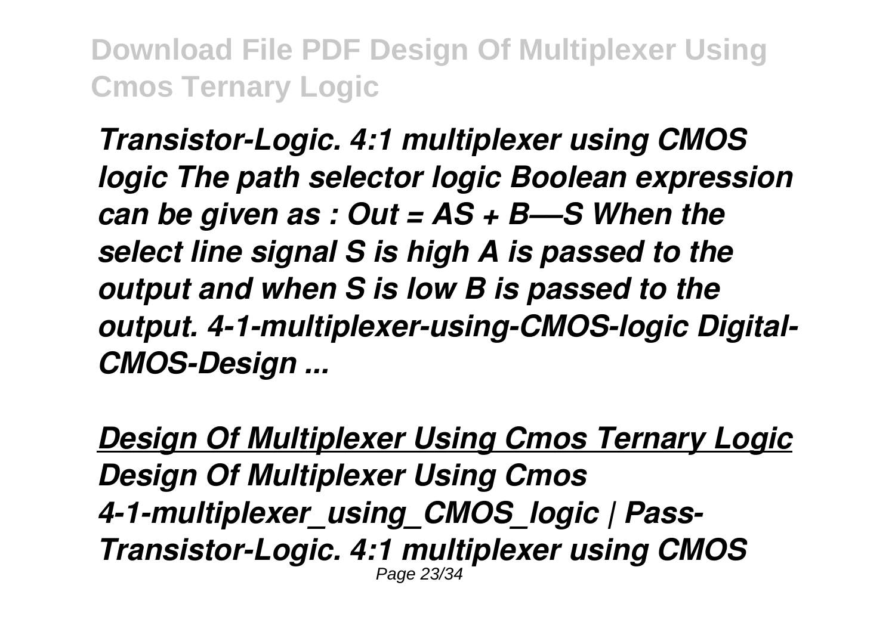*Transistor-Logic. 4:1 multiplexer using CMOS logic The path selector logic Boolean expression can be given as : Out = AS + B—S When the select line signal S is high A is passed to the output and when S is low B is passed to the output. 4-1-multiplexer-using-CMOS-logic Digital-CMOS-Design ...*

## *Design Of Multiplexer Using Cmos Ternary Logic*

***Design Of Multiplexer Using Cmos 4-1-multiplexer_using_CMOS_logic | Pass-Transistor-Logic. 4:1 multiplexer using CMOS***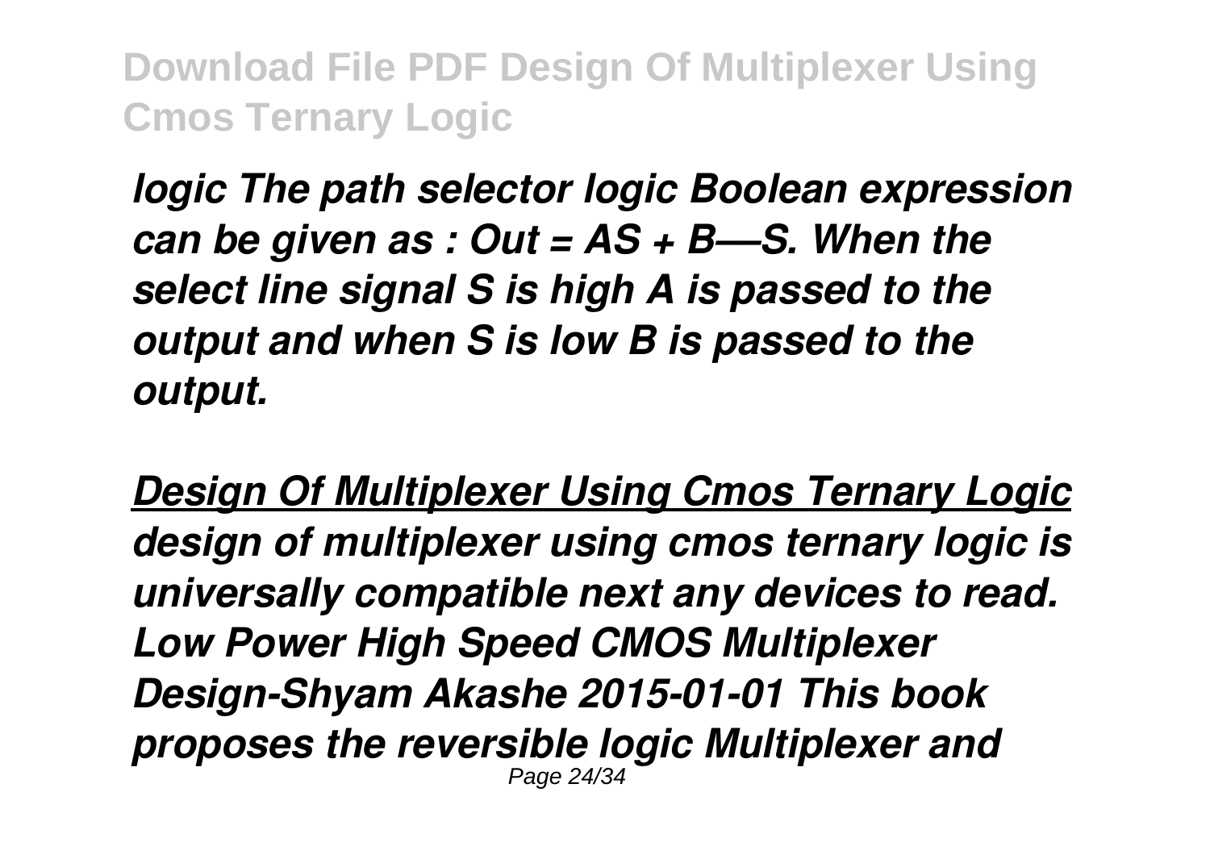*logic The path selector logic Boolean expression can be given as : Out = AS + B—S. When the select line signal S is high A is passed to the output and when S is low B is passed to the output.*

***Design Of Multiplexer Using Cmos Ternary Logic***

***design of multiplexer using cmos ternary logic is universally compatible next any devices to read. Low Power High Speed CMOS Multiplexer Design-Shyam Akashe 2015-01-01 This book proposes the reversible logic Multiplexer and***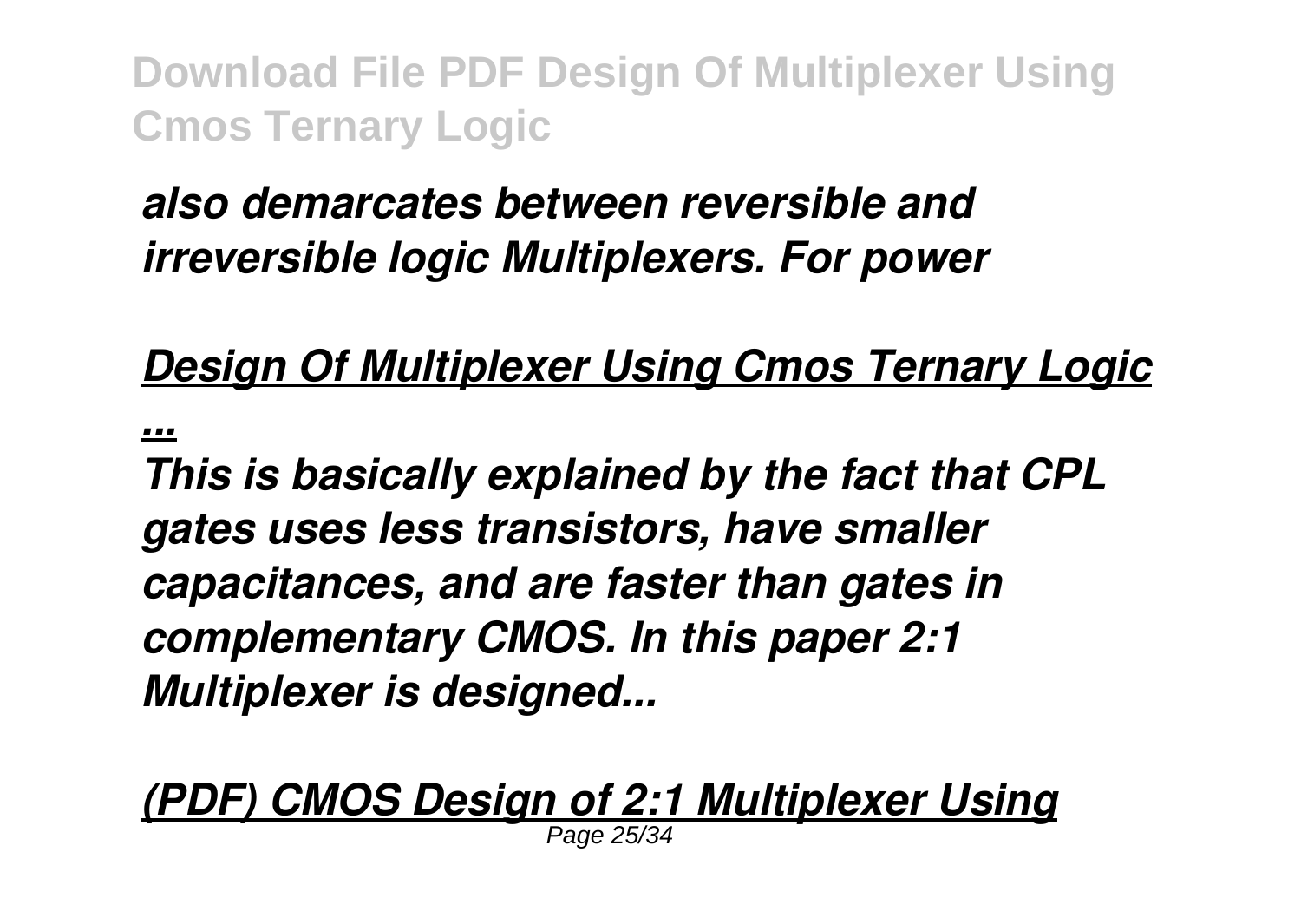*also demarcates between reversible and irreversible logic Multiplexers. For power*

***Design Of Multiplexer Using Cmos Ternary Logic ...***

***This is basically explained by the fact that CPL gates uses less transistors, have smaller capacitances, and are faster than gates in complementary CMOS. In this paper 2:1 Multiplexer is designed...***

***(PDF) CMOS Design of 2:1 Multiplexer Using***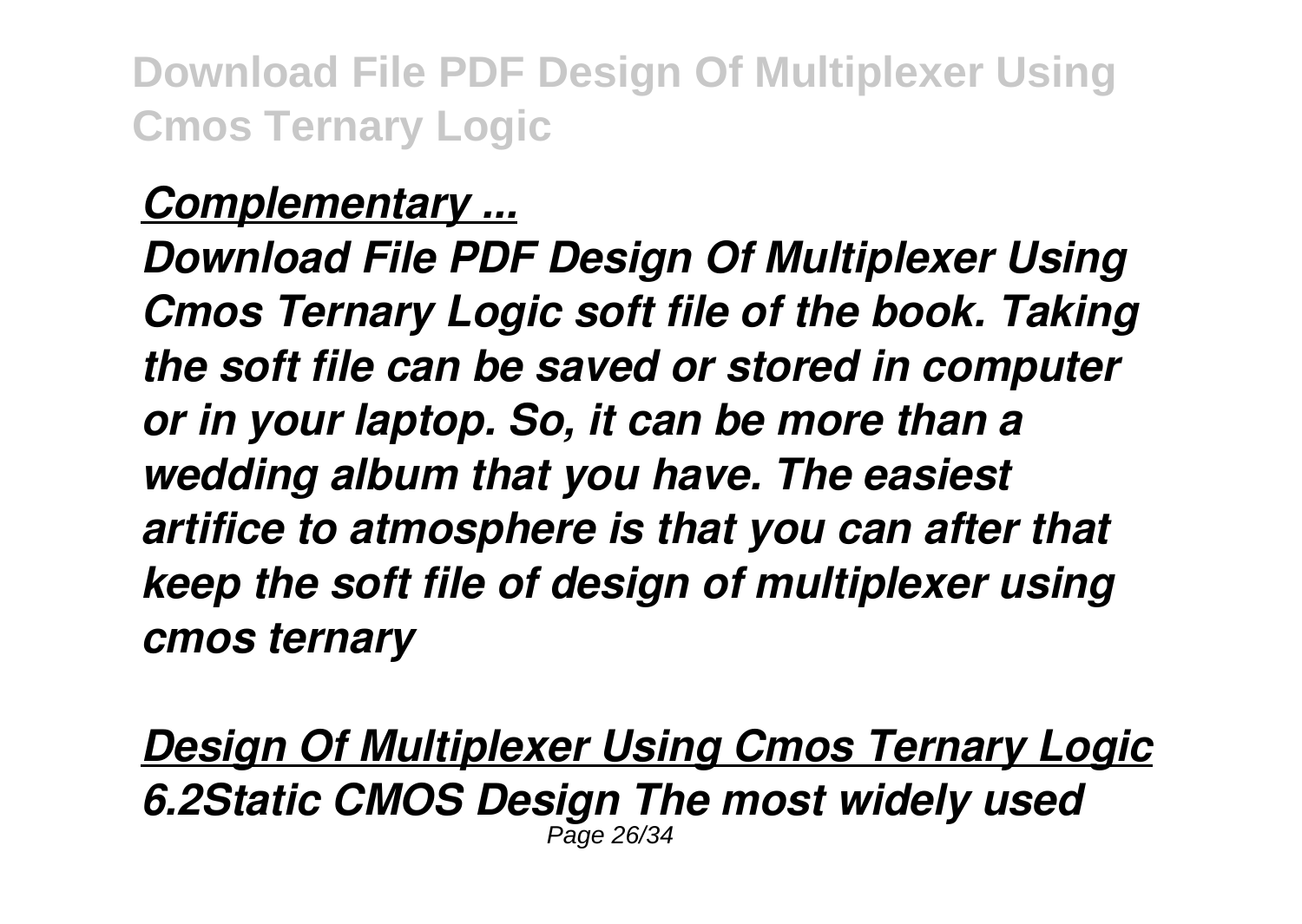***Complementary ...***

***Download File PDF Design Of Multiplexer Using Cmos Ternary Logic soft file of the book. Taking the soft file can be saved or stored in computer or in your laptop. So, it can be more than a wedding album that you have. The easiest artifice to atmosphere is that you can after that keep the soft file of design of multiplexer using cmos ternary***

***Design Of Multiplexer Using Cmos Ternary Logic***

***6.2Static CMOS Design The most widely used***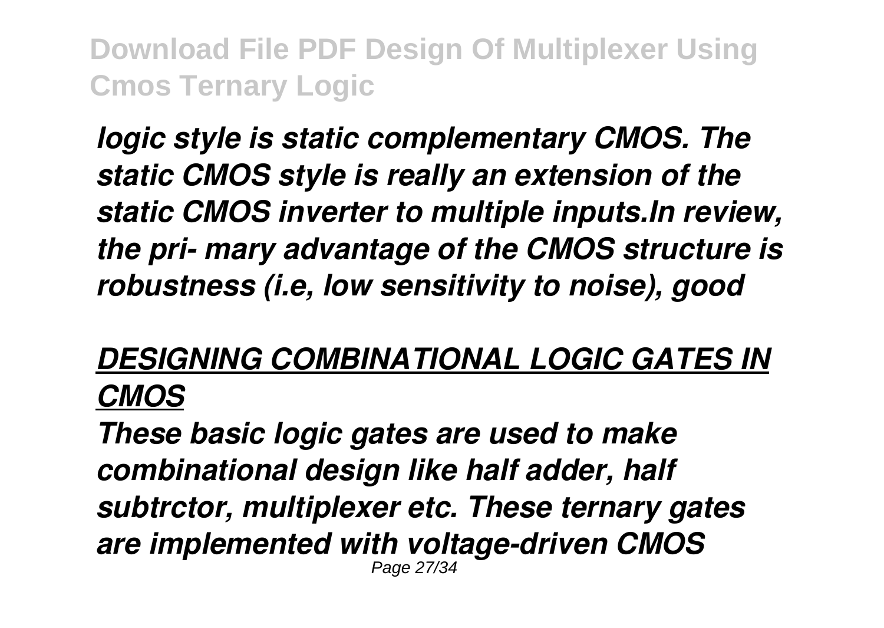*logic style is static complementary CMOS. The static CMOS style is really an extension of the static CMOS inverter to multiple inputs.In review, the pri- mary advantage of the CMOS structure is robustness (i.e, low sensitivity to noise), good*

## *DESIGNING COMBINATIONAL LOGIC GATES IN CMOS*

*These basic logic gates are used to make combinational design like half adder, half subtrctor, multiplexer etc. These ternary gates are implemented with voltage-driven CMOS*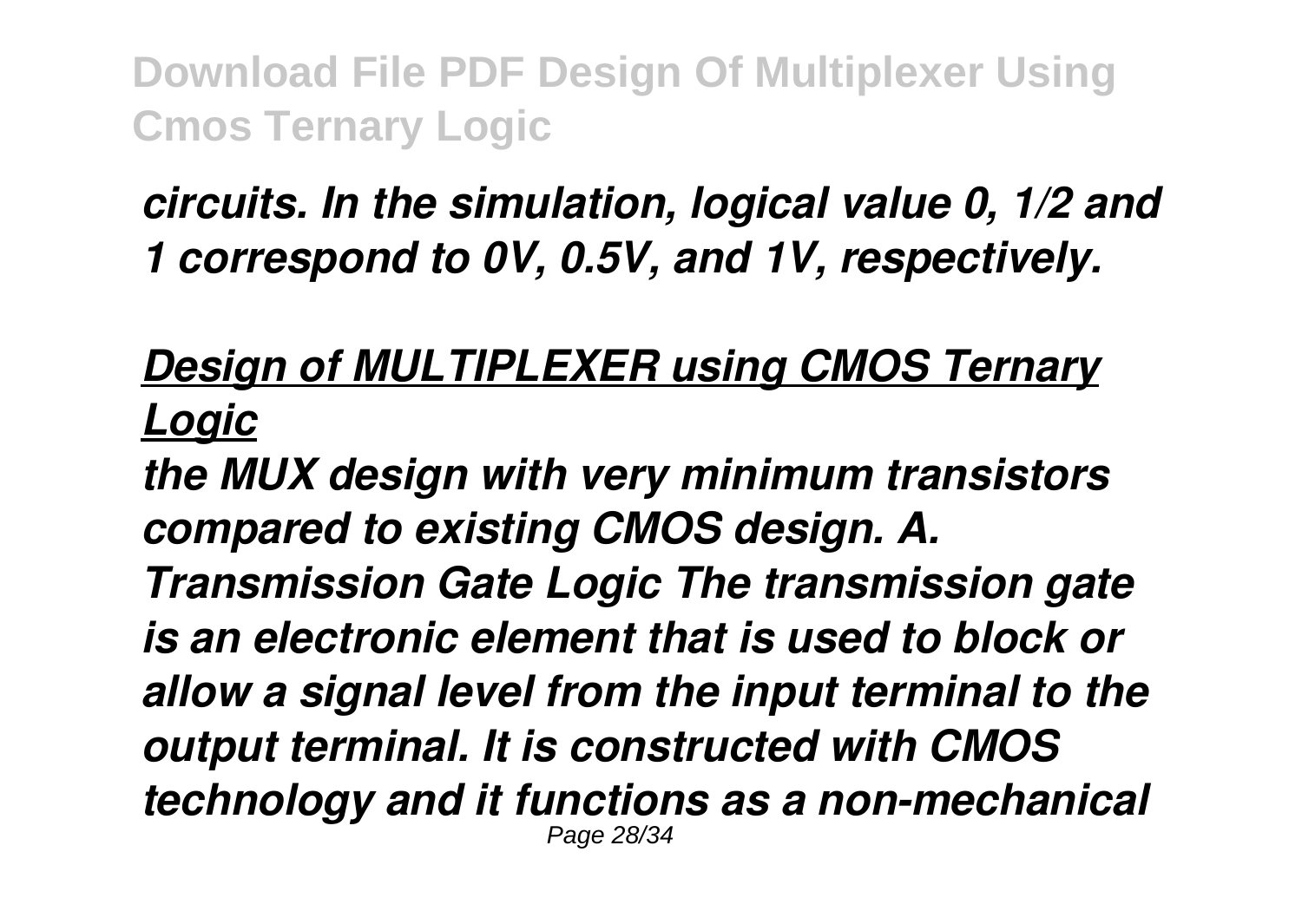*circuits. In the simulation, logical value 0, 1/2 and 1 correspond to 0V, 0.5V, and 1V, respectively.*

## *Design of MULTIPLEXER using CMOS Ternary Logic*

*the MUX design with very minimum transistors compared to existing CMOS design. A. Transmission Gate Logic The transmission gate is an electronic element that is used to block or allow a signal level from the input terminal to the output terminal. It is constructed with CMOS technology and it functions as a non-mechanical*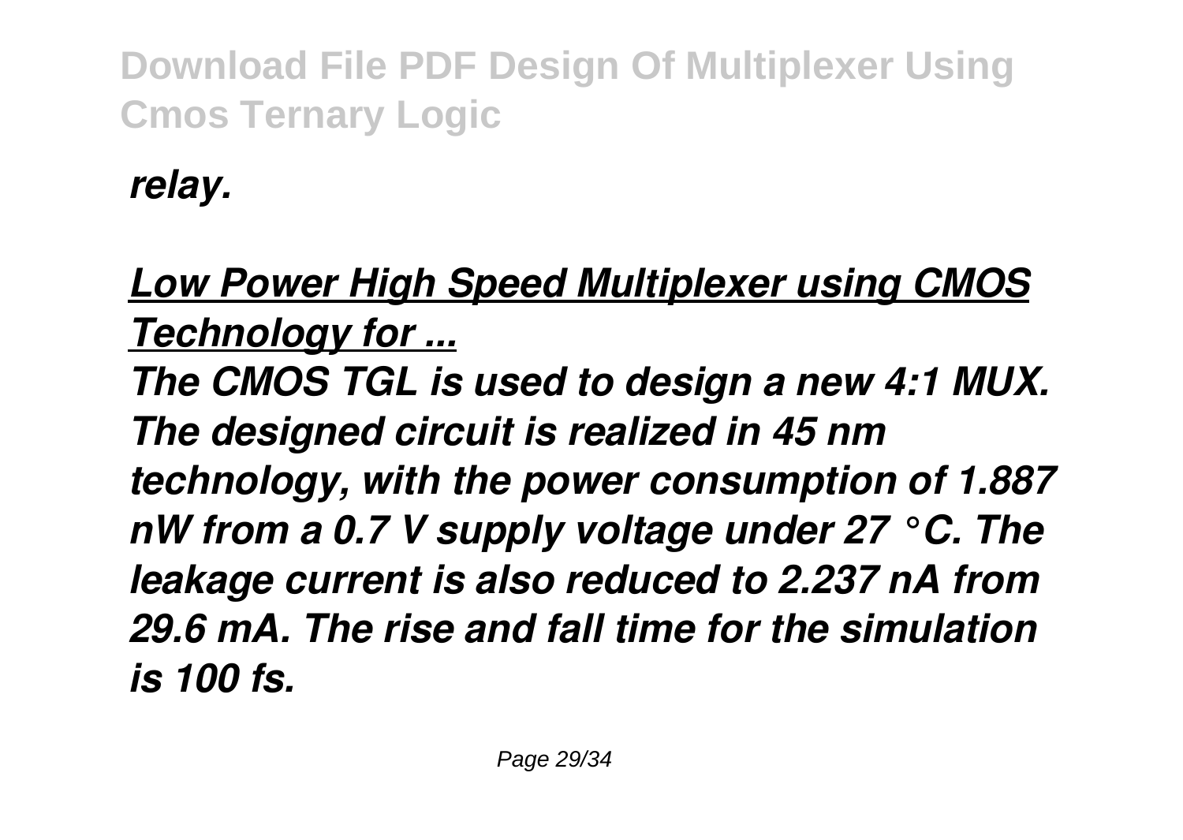*relay.*

## *Low Power High Speed Multiplexer using CMOS Technology for ...*

*The CMOS TGL is used to design a new 4:1 MUX. The designed circuit is realized in 45 nm technology, with the power consumption of 1.887 nW from a 0.7 V supply voltage under 27 °C. The leakage current is also reduced to 2.237 nA from 29.6 mA. The rise and fall time for the simulation is 100 fs.*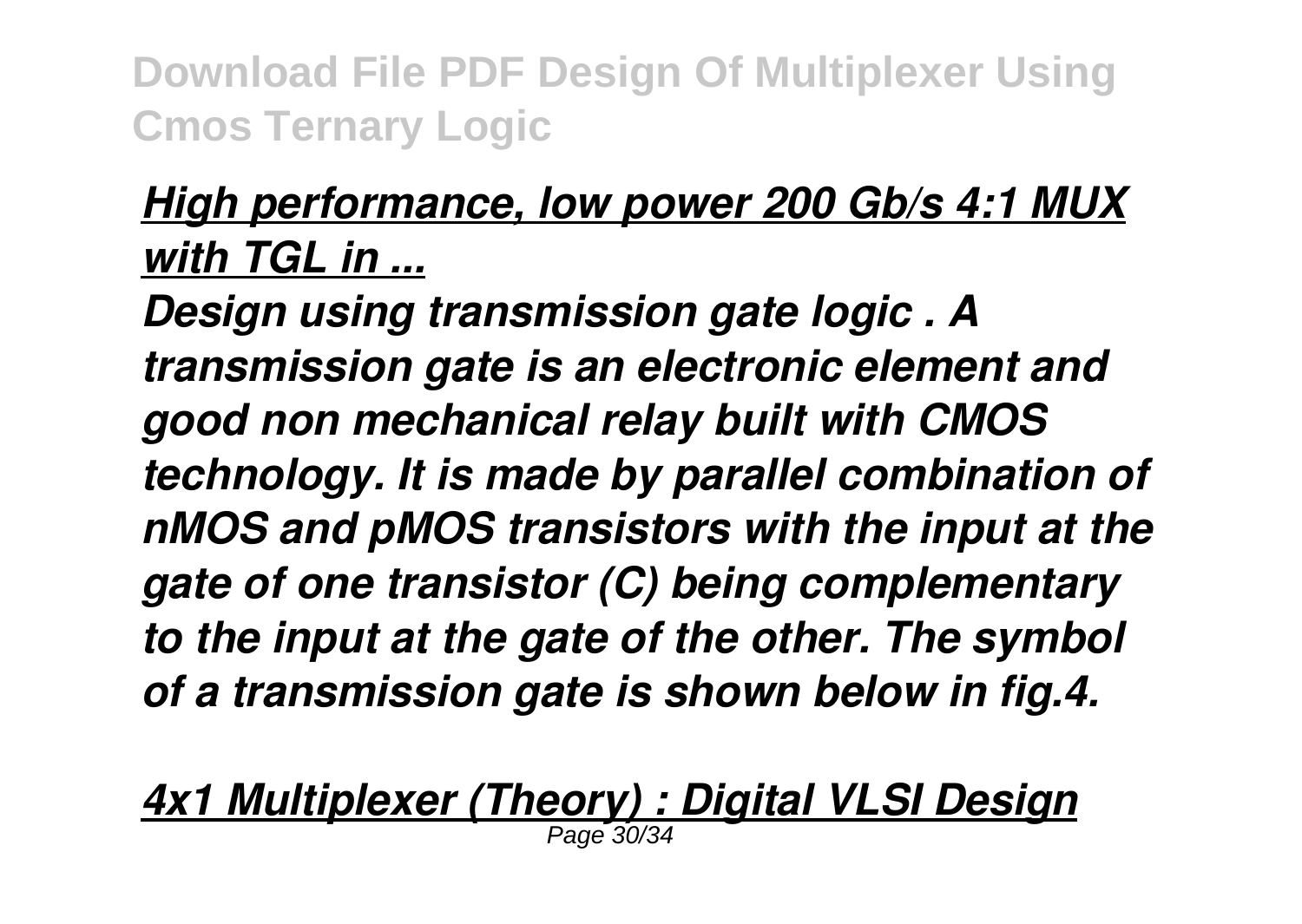## *High performance, low power 200 Gb/s 4:1 MUX with TGL in ...*

***Design using transmission gate logic . A transmission gate is an electronic element and good non mechanical relay built with CMOS technology. It is made by parallel combination of nMOS and pMOS transistors with the input at the gate of one transistor (C) being complementary to the input at the gate of the other. The symbol of a transmission gate is shown below in fig.4.***

## *4x1 Multiplexer (Theory) : Digital VLSI Design*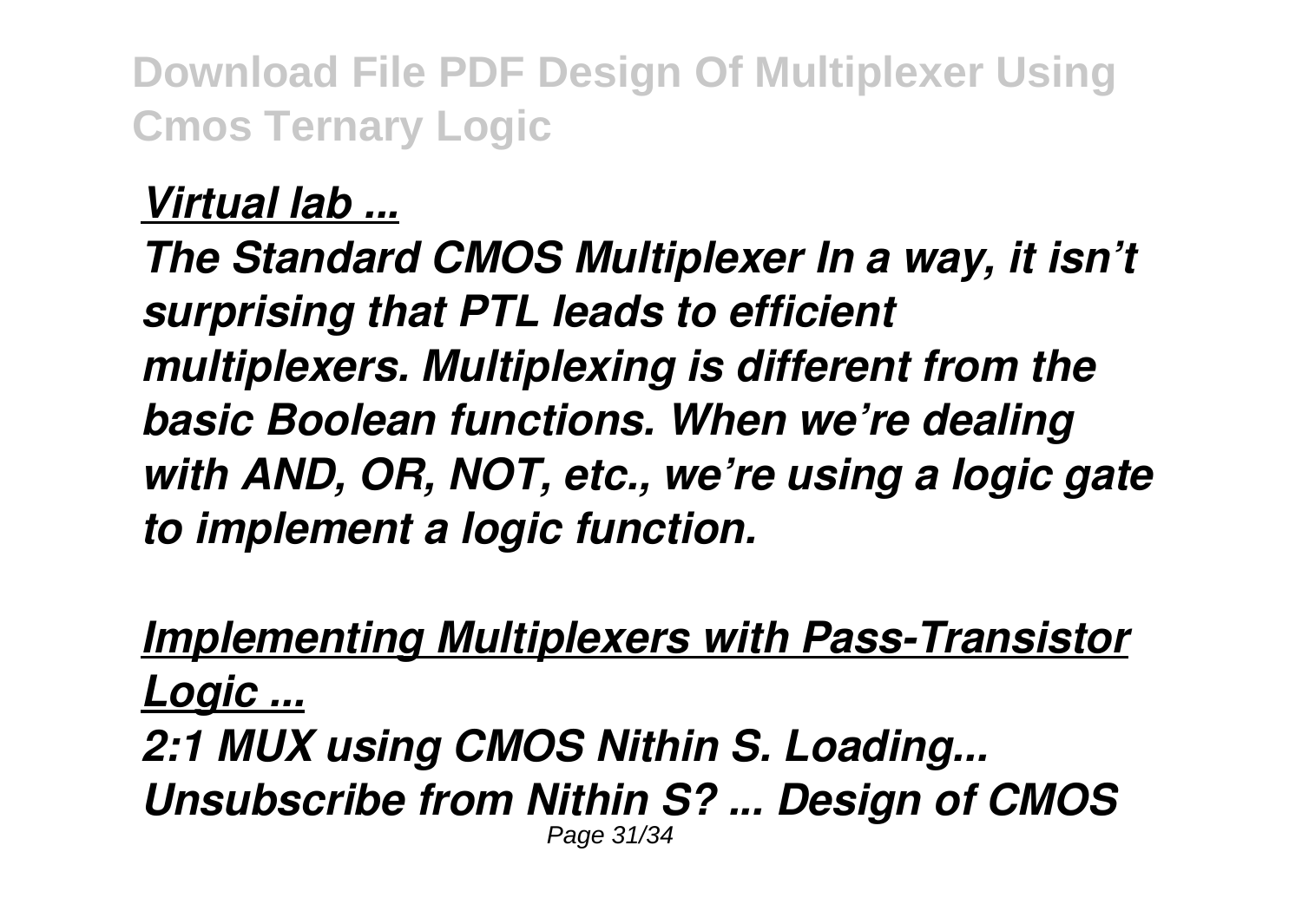*[Virtual lab ...](#)*

***The Standard CMOS Multiplexer In a way, it isn't surprising that PTL leads to efficient multiplexers. Multiplexing is different from the basic Boolean functions. When we're dealing with AND, OR, NOT, etc., we're using a logic gate to implement a logic function.***

*[Implementing Multiplexers with Pass-Transistor Logic ...](#)*

***2:1 MUX using CMOS Nithin S. Loading... Unsubscribe from Nithin S? ... Design of CMOS***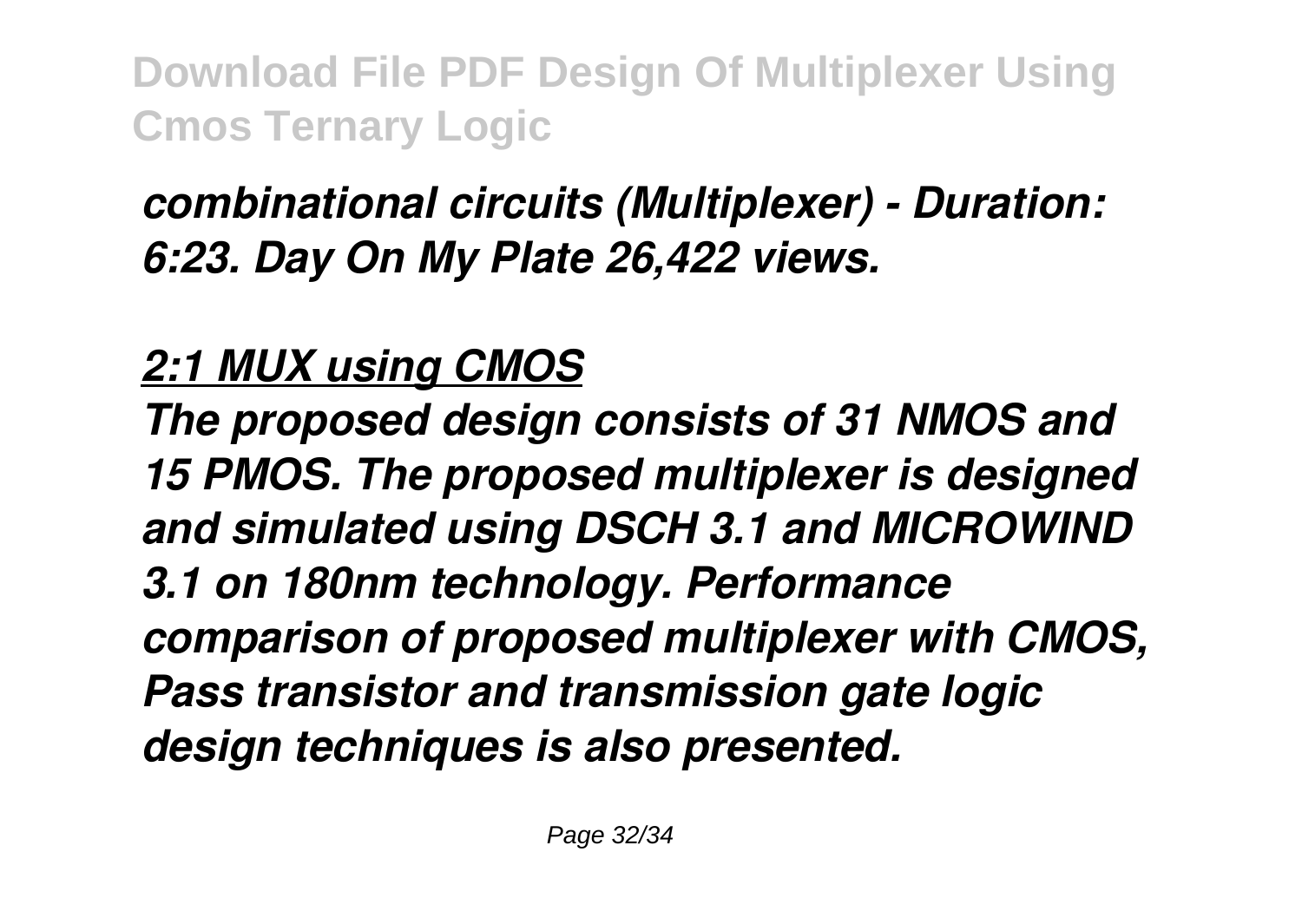*combinational circuits (Multiplexer) - Duration: 6:23. Day On My Plate 26,422 views.*

## *2:1 MUX using CMOS*

*The proposed design consists of 31 NMOS and 15 PMOS. The proposed multiplexer is designed and simulated using DSCH 3.1 and MICROWIND 3.1 on 180nm technology. Performance comparison of proposed multiplexer with CMOS, Pass transistor and transmission gate logic design techniques is also presented.*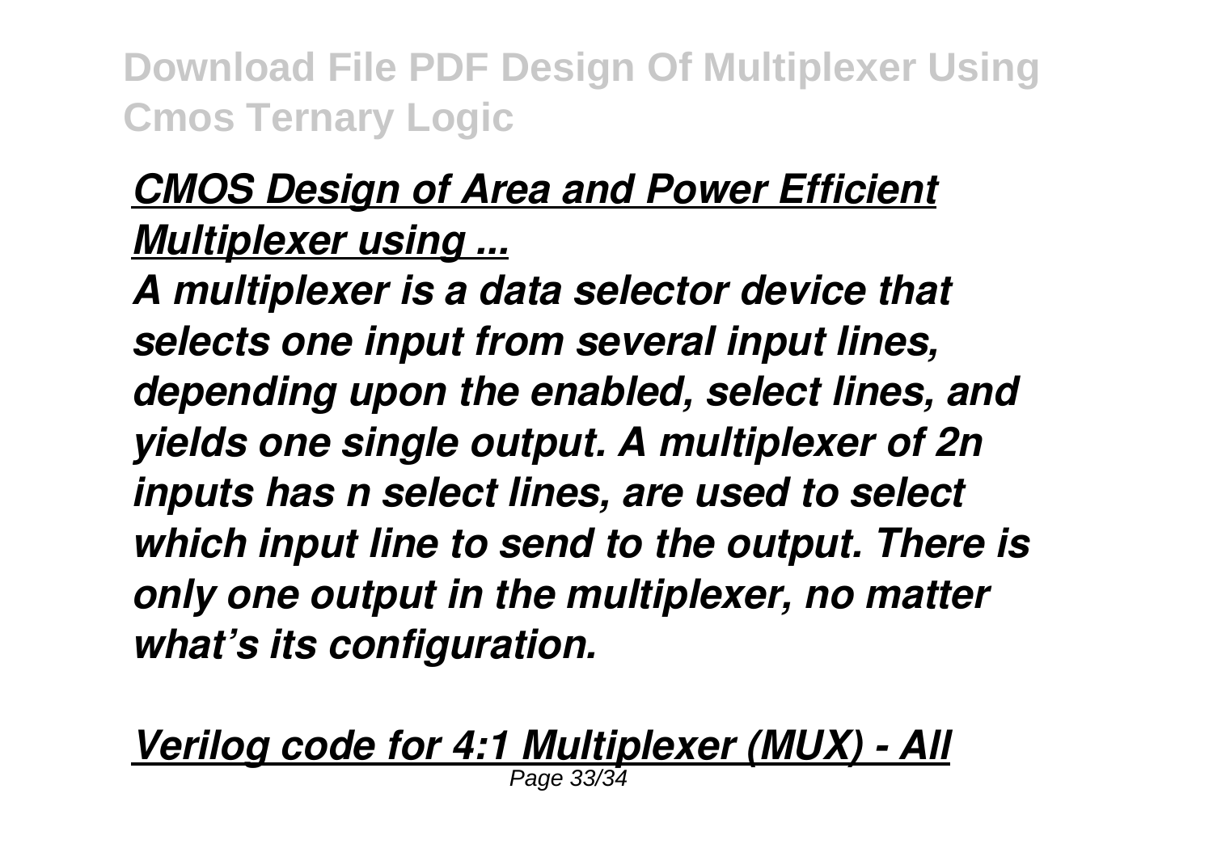## *CMOS Design of Area and Power Efficient Multiplexer using ...*

*A multiplexer is a data selector device that selects one input from several input lines, depending upon the enabled, select lines, and yields one single output. A multiplexer of 2n inputs has n select lines, are used to select which input line to send to the output. There is only one output in the multiplexer, no matter what's its configuration.*

## *Verilog code for 4:1 Multiplexer (MUX) - All*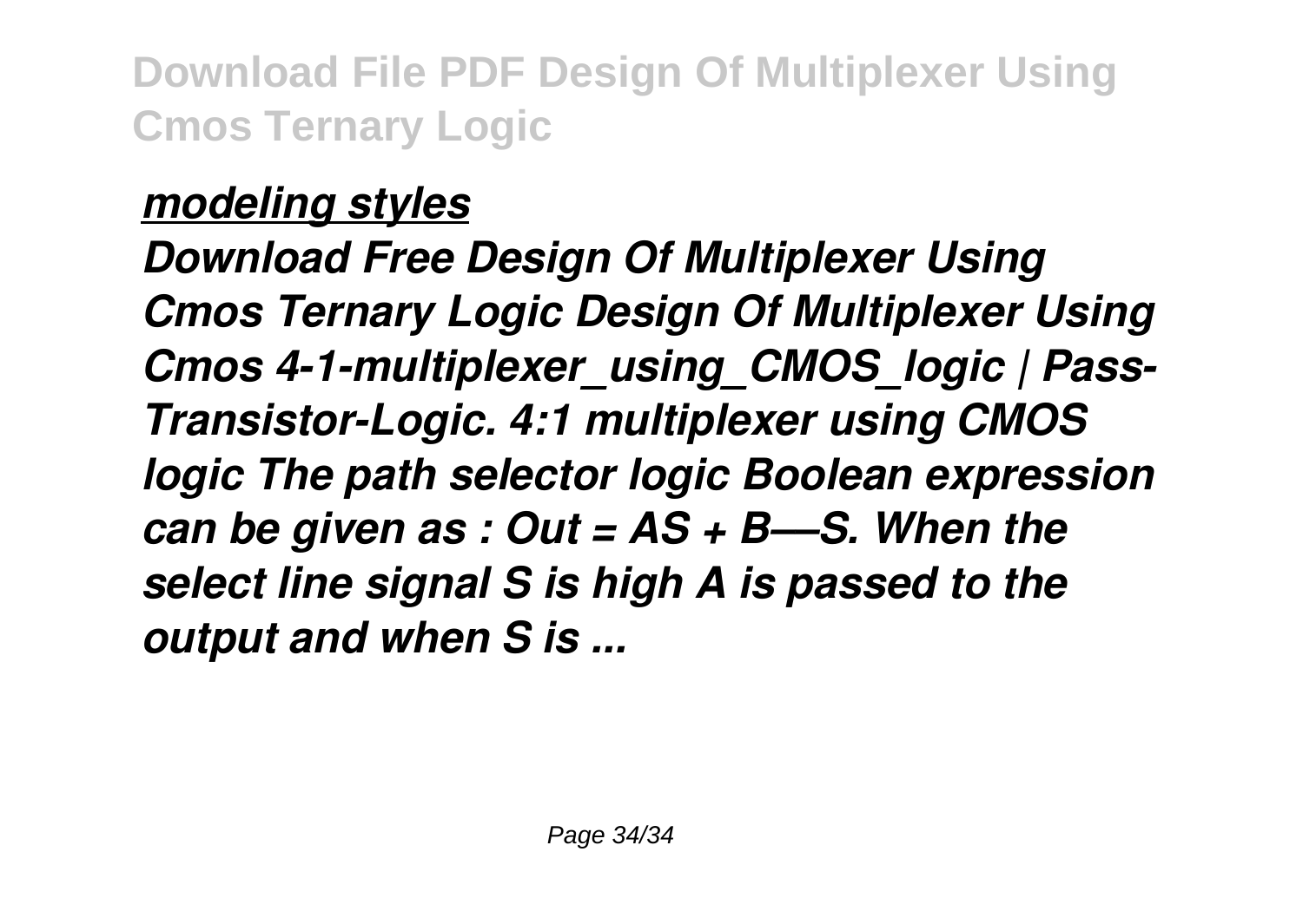***modeling styles***

***Download Free Design Of Multiplexer Using Cmos Ternary Logic Design Of Multiplexer Using Cmos 4-1-multiplexer_using_CMOS_logic | Pass-Transistor-Logic. 4:1 multiplexer using CMOS logic The path selector logic Boolean expression can be given as : Out = AS + B—S. When the select line signal S is high A is passed to the output and when S is ...***